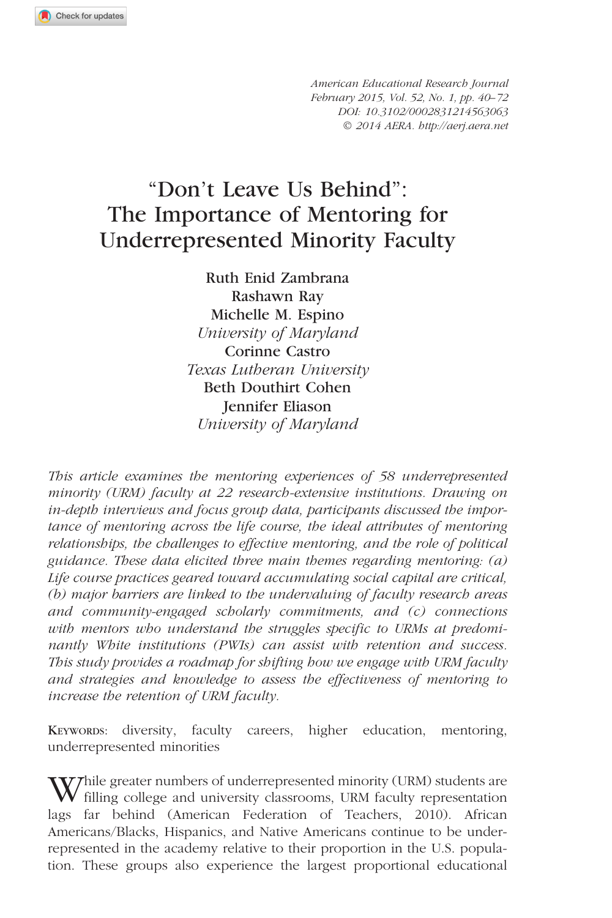# "Don't Leave Us Behind": The Importance of Mentoring for Underrepresented Minority Faculty

**Ruth Enid Zambrana**
**Rashawn Ray**
**Michelle M. Espino**
*University of Maryland*
**Corinne Castro**
*Texas Lutheran University*
**Beth Douthirt Cohen**
**Jennifer Eliason**
*University of Maryland*

*This article examines the mentoring experiences of 58 underrepresented minority (URM) faculty at 22 research-extensive institutions. Drawing on in-depth interviews and focus group data, participants discussed the importance of mentoring across the life course, the ideal attributes of mentoring relationships, the challenges to effective mentoring, and the role of political guidance. These data elicited three main themes regarding mentoring: (a) Life course practices geared toward accumulating social capital are critical, (b) major barriers are linked to the undervaluing of faculty research areas and community-engaged scholarly commitments, and (c) connections with mentors who understand the struggles specific to URMs at predominantly White institutions (PWIs) can assist with retention and success. This study provides a roadmap for shifting how we engage with URM faculty and strategies and knowledge to assess the effectiveness of mentoring to increase the retention of URM faculty.*

KEYWORDS: diversity, faculty careers, higher education, mentoring, underrepresented minorities

While greater numbers of underrepresented minority (URM) students are filling college and university classrooms, URM faculty representation lags far behind (American Federation of Teachers, 2010). African Americans/Blacks, Hispanics, and Native Americans continue to be underrepresented in the academy relative to their proportion in the U.S. population. These groups also experience the largest proportional educational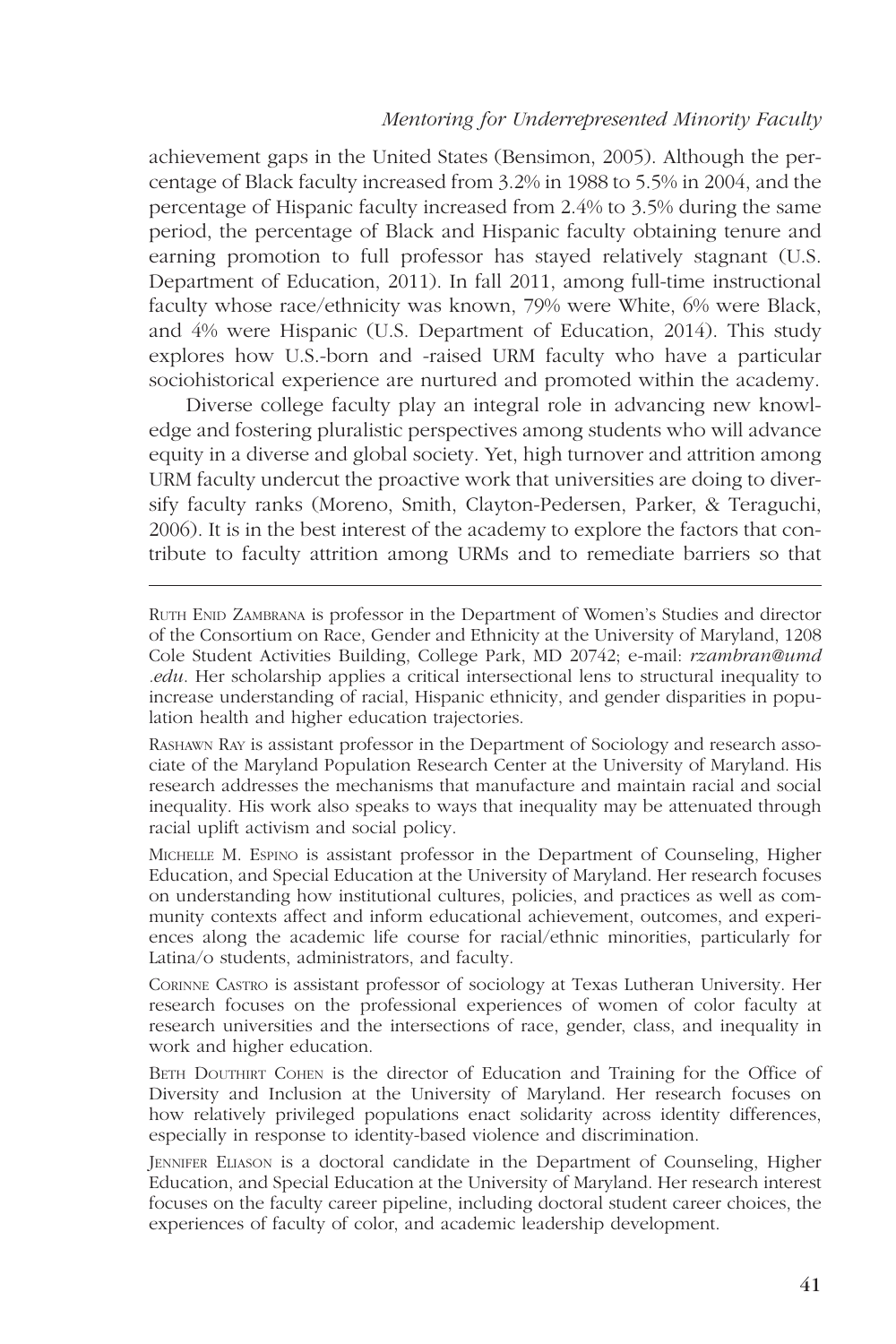achievement gaps in the United States (Bensimon, 2005). Although the percentage of Black faculty increased from 3.2% in 1988 to 5.5% in 2004, and the percentage of Hispanic faculty increased from 2.4% to 3.5% during the same period, the percentage of Black and Hispanic faculty obtaining tenure and earning promotion to full professor has stayed relatively stagnant (U.S. Department of Education, 2011). In fall 2011, among full-time instructional faculty whose race/ethnicity was known, 79% were White, 6% were Black, and 4% were Hispanic (U.S. Department of Education, 2014). This study explores how U.S.-born and -raised URM faculty who have a particular sociohistorical experience are nurtured and promoted within the academy.

Diverse college faculty play an integral role in advancing new knowledge and fostering pluralistic perspectives among students who will advance equity in a diverse and global society. Yet, high turnover and attrition among URM faculty undercut the proactive work that universities are doing to diversify faculty ranks (Moreno, Smith, Clayton-Pedersen, Parker, & Teraguchi, 2006). It is in the best interest of the academy to explore the factors that contribute to faculty attrition among URMs and to remediate barriers so that

---

Ruth Enid Zambrana is professor in the Department of Women's Studies and director of the Consortium on Race, Gender and Ethnicity at the University of Maryland, 1208 Cole Student Activities Building, College Park, MD 20742; e-mail: *rzambran@umd.edu*. Her scholarship applies a critical intersectional lens to structural inequality to increase understanding of racial, Hispanic ethnicity, and gender disparities in population health and higher education trajectories.

Rashawn Ray is assistant professor in the Department of Sociology and research associate of the Maryland Population Research Center at the University of Maryland. His research addresses the mechanisms that manufacture and maintain racial and social inequality. His work also speaks to ways that inequality may be attenuated through racial uplift activism and social policy.

Michelle M. Espino is assistant professor in the Department of Counseling, Higher Education, and Special Education at the University of Maryland. Her research focuses on understanding how institutional cultures, policies, and practices as well as community contexts affect and inform educational achievement, outcomes, and experiences along the academic life course for racial/ethnic minorities, particularly for Latina/o students, administrators, and faculty.

Corinne Castro is assistant professor of sociology at Texas Lutheran University. Her research focuses on the professional experiences of women of color faculty at research universities and the intersections of race, gender, class, and inequality in work and higher education.

Beth Douthirt Cohen is the director of Education and Training for the Office of Diversity and Inclusion at the University of Maryland. Her research focuses on how relatively privileged populations enact solidarity across identity differences, especially in response to identity-based violence and discrimination.

Jennifer Eliason is a doctoral candidate in the Department of Counseling, Higher Education, and Special Education at the University of Maryland. Her research interest focuses on the faculty career pipeline, including doctoral student career choices, the experiences of faculty of color, and academic leadership development.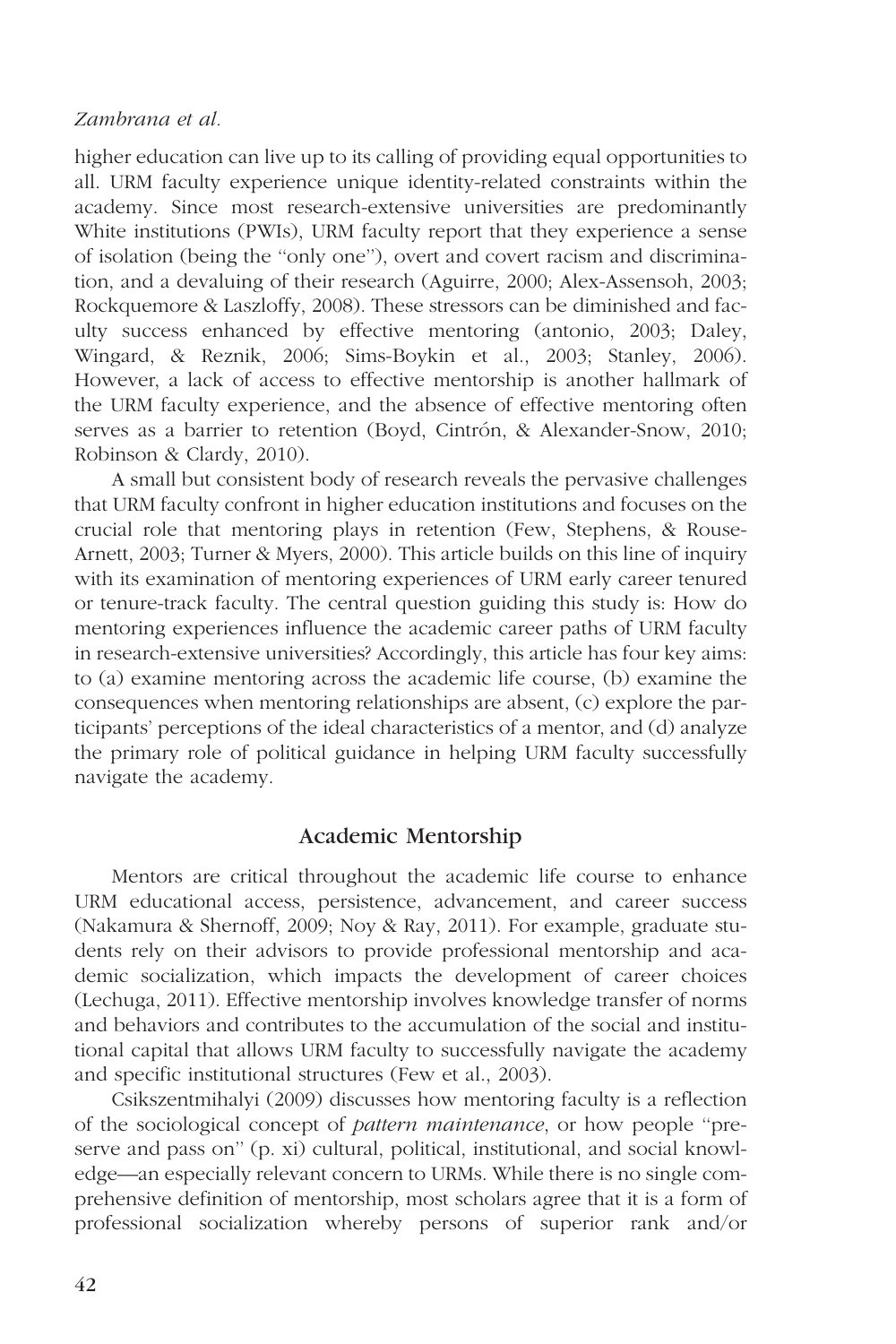higher education can live up to its calling of providing equal opportunities to all. URM faculty experience unique identity-related constraints within the academy. Since most research-extensive universities are predominantly White institutions (PWIs), URM faculty report that they experience a sense of isolation (being the "only one"), overt and covert racism and discrimination, and a devaluing of their research (Aguirre, 2000; Alex-Assensoh, 2003; Rockquemore & Laszloffy, 2008). These stressors can be diminished and faculty success enhanced by effective mentoring (antonio, 2003; Daley, Wingard, & Reznik, 2006; Sims-Boykin et al., 2003; Stanley, 2006). However, a lack of access to effective mentorship is another hallmark of the URM faculty experience, and the absence of effective mentoring often serves as a barrier to retention (Boyd, Cintrón, & Alexander-Snow, 2010; Robinson & Clardy, 2010).

A small but consistent body of research reveals the pervasive challenges that URM faculty confront in higher education institutions and focuses on the crucial role that mentoring plays in retention (Few, Stephens, & Rouse-Arnett, 2003; Turner & Myers, 2000). This article builds on this line of inquiry with its examination of mentoring experiences of URM early career tenured or tenure-track faculty. The central question guiding this study is: How do mentoring experiences influence the academic career paths of URM faculty in research-extensive universities? Accordingly, this article has four key aims: to (a) examine mentoring across the academic life course, (b) examine the consequences when mentoring relationships are absent, (c) explore the participants' perceptions of the ideal characteristics of a mentor, and (d) analyze the primary role of political guidance in helping URM faculty successfully navigate the academy.

## Academic Mentorship

Mentors are critical throughout the academic life course to enhance URM educational access, persistence, advancement, and career success (Nakamura & Shernoff, 2009; Noy & Ray, 2011). For example, graduate students rely on their advisors to provide professional mentorship and academic socialization, which impacts the development of career choices (Lechuga, 2011). Effective mentorship involves knowledge transfer of norms and behaviors and contributes to the accumulation of the social and institutional capital that allows URM faculty to successfully navigate the academy and specific institutional structures (Few et al., 2003).

Csikszentmihalyi (2009) discusses how mentoring faculty is a reflection of the sociological concept of *pattern maintenance*, or how people "preserve and pass on" (p. xi) cultural, political, institutional, and social knowledge—an especially relevant concern to URMs. While there is no single comprehensive definition of mentorship, most scholars agree that it is a form of professional socialization whereby persons of superior rank and/or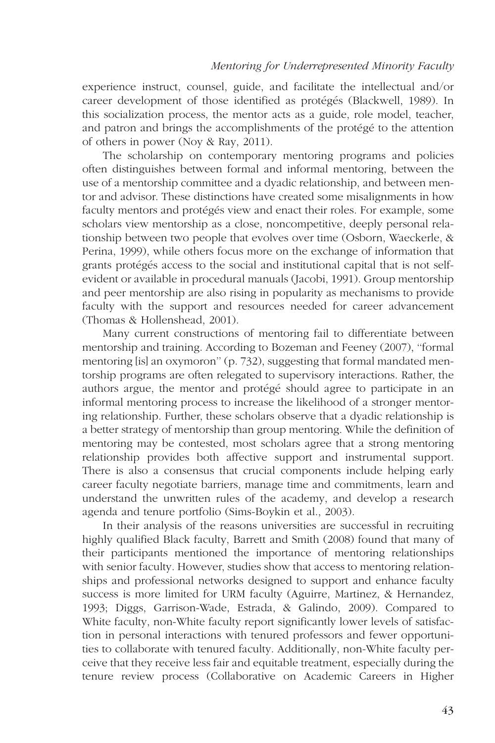experience instruct, counsel, guide, and facilitate the intellectual and/or career development of those identified as protégés (Blackwell, 1989). In this socialization process, the mentor acts as a guide, role model, teacher, and patron and brings the accomplishments of the protégé to the attention of others in power (Noy & Ray, 2011).

The scholarship on contemporary mentoring programs and policies often distinguishes between formal and informal mentoring, between the use of a mentorship committee and a dyadic relationship, and between mentor and advisor. These distinctions have created some misalignments in how faculty mentors and protégés view and enact their roles. For example, some scholars view mentorship as a close, noncompetitive, deeply personal relationship between two people that evolves over time (Osborn, Waeckerle, & Perina, 1999), while others focus more on the exchange of information that grants protégés access to the social and institutional capital that is not self-evident or available in procedural manuals (Jacobi, 1991). Group mentorship and peer mentorship are also rising in popularity as mechanisms to provide faculty with the support and resources needed for career advancement (Thomas & Hollenshead, 2001).

Many current constructions of mentoring fail to differentiate between mentorship and training. According to Bozeman and Feeney (2007), "formal mentoring [is] an oxymoron" (p. 732), suggesting that formal mandated mentorship programs are often relegated to supervisory interactions. Rather, the authors argue, the mentor and protégé should agree to participate in an informal mentoring process to increase the likelihood of a stronger mentoring relationship. Further, these scholars observe that a dyadic relationship is a better strategy of mentorship than group mentoring. While the definition of mentoring may be contested, most scholars agree that a strong mentoring relationship provides both affective support and instrumental support. There is also a consensus that crucial components include helping early career faculty negotiate barriers, manage time and commitments, learn and understand the unwritten rules of the academy, and develop a research agenda and tenure portfolio (Sims-Boykin et al., 2003).

In their analysis of the reasons universities are successful in recruiting highly qualified Black faculty, Barrett and Smith (2008) found that many of their participants mentioned the importance of mentoring relationships with senior faculty. However, studies show that access to mentoring relationships and professional networks designed to support and enhance faculty success is more limited for URM faculty (Aguirre, Martinez, & Hernandez, 1993; Diggs, Garrison-Wade, Estrada, & Galindo, 2009). Compared to White faculty, non-White faculty report significantly lower levels of satisfaction in personal interactions with tenured professors and fewer opportunities to collaborate with tenured faculty. Additionally, non-White faculty perceive that they receive less fair and equitable treatment, especially during the tenure review process (Collaborative on Academic Careers in Higher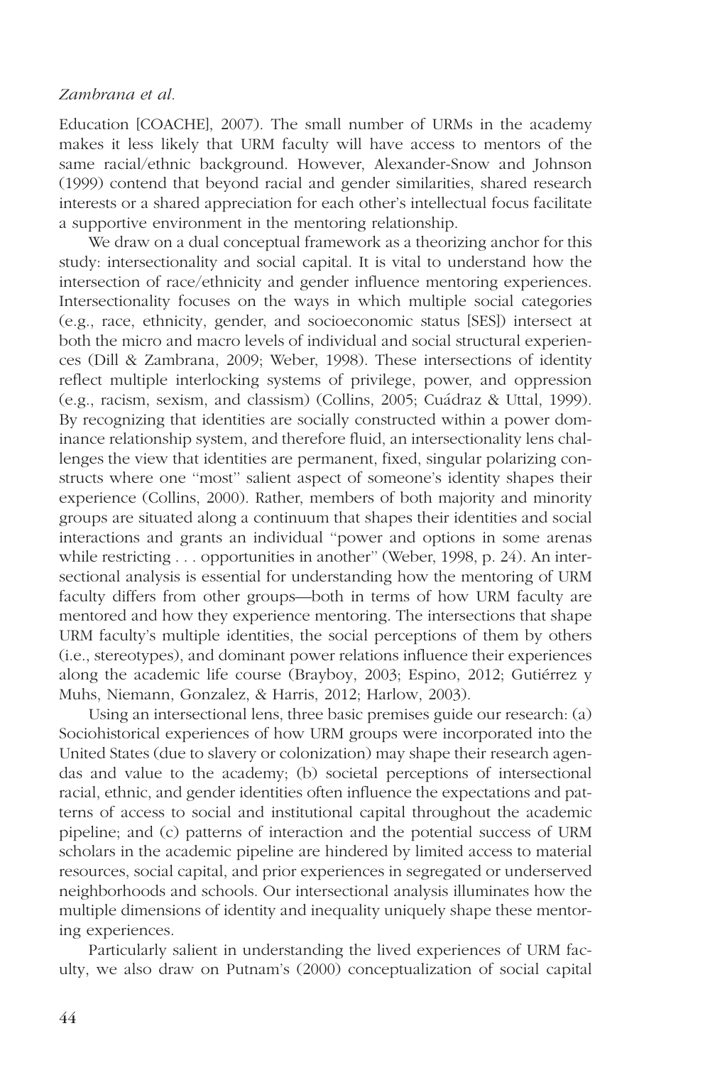Education [COACHE], 2007). The small number of URMs in the academy makes it less likely that URM faculty will have access to mentors of the same racial/ethnic background. However, Alexander-Snow and Johnson (1999) contend that beyond racial and gender similarities, shared research interests or a shared appreciation for each other's intellectual focus facilitate a supportive environment in the mentoring relationship.

We draw on a dual conceptual framework as a theorizing anchor for this study: intersectionality and social capital. It is vital to understand how the intersection of race/ethnicity and gender influence mentoring experiences. Intersectionality focuses on the ways in which multiple social categories (e.g., race, ethnicity, gender, and socioeconomic status [SES]) intersect at both the micro and macro levels of individual and social structural experiences (Dill & Zambrana, 2009; Weber, 1998). These intersections of identity reflect multiple interlocking systems of privilege, power, and oppression (e.g., racism, sexism, and classism) (Collins, 2005; Cuádraz & Uttal, 1999). By recognizing that identities are socially constructed within a power dominance relationship system, and therefore fluid, an intersectionality lens challenges the view that identities are permanent, fixed, singular polarizing constructs where one "most" salient aspect of someone's identity shapes their experience (Collins, 2000). Rather, members of both majority and minority groups are situated along a continuum that shapes their identities and social interactions and grants an individual "power and options in some arenas while restricting . . . opportunities in another" (Weber, 1998, p. 24). An intersectional analysis is essential for understanding how the mentoring of URM faculty differs from other groups—both in terms of how URM faculty are mentored and how they experience mentoring. The intersections that shape URM faculty's multiple identities, the social perceptions of them by others (i.e., stereotypes), and dominant power relations influence their experiences along the academic life course (Brayboy, 2003; Espino, 2012; Gutiérrez y Muhs, Niemann, Gonzalez, & Harris, 2012; Harlow, 2003).

Using an intersectional lens, three basic premises guide our research: (a) Sociohistorical experiences of how URM groups were incorporated into the United States (due to slavery or colonization) may shape their research agendas and value to the academy; (b) societal perceptions of intersectional racial, ethnic, and gender identities often influence the expectations and patterns of access to social and institutional capital throughout the academic pipeline; and (c) patterns of interaction and the potential success of URM scholars in the academic pipeline are hindered by limited access to material resources, social capital, and prior experiences in segregated or underserved neighborhoods and schools. Our intersectional analysis illuminates how the multiple dimensions of identity and inequality uniquely shape these mentoring experiences.

Particularly salient in understanding the lived experiences of URM faculty, we also draw on Putnam's (2000) conceptualization of social capital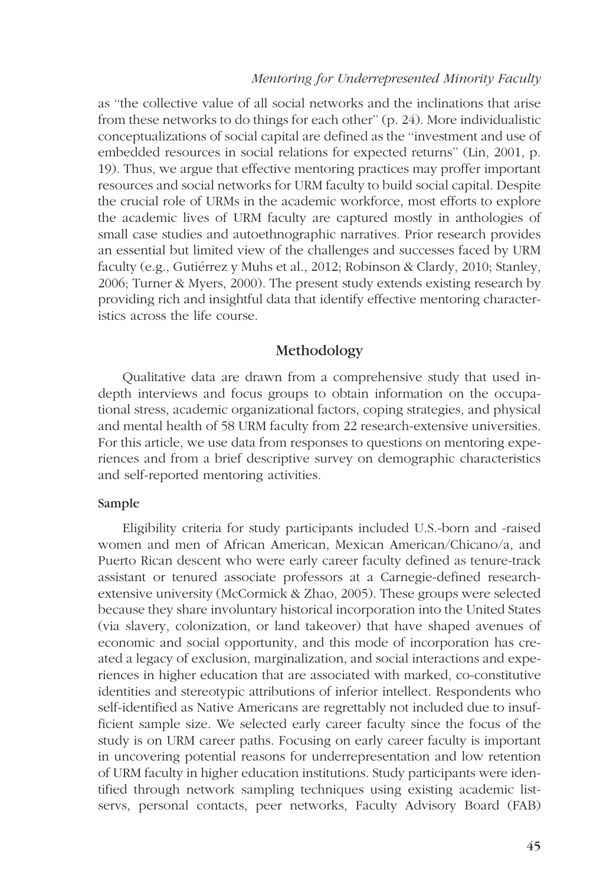as "the collective value of all social networks and the inclinations that arise from these networks to do things for each other" (p. 24). More individualistic conceptualizations of social capital are defined as the "investment and use of embedded resources in social relations for expected returns" (Lin, 2001, p. 19). Thus, we argue that effective mentoring practices may proffer important resources and social networks for URM faculty to build social capital. Despite the crucial role of URMs in the academic workforce, most efforts to explore the academic lives of URM faculty are captured mostly in anthologies of small case studies and autoethnographic narratives. Prior research provides an essential but limited view of the challenges and successes faced by URM faculty (e.g., Gutiérrez y Muhs et al., 2012; Robinson & Clardy, 2010; Stanley, 2006; Turner & Myers, 2000). The present study extends existing research by providing rich and insightful data that identify effective mentoring characteristics across the life course.

## Methodology

Qualitative data are drawn from a comprehensive study that used in-depth interviews and focus groups to obtain information on the occupational stress, academic organizational factors, coping strategies, and physical and mental health of 58 URM faculty from 22 research-extensive universities. For this article, we use data from responses to questions on mentoring experiences and from a brief descriptive survey on demographic characteristics and self-reported mentoring activities.

### Sample

Eligibility criteria for study participants included U.S.-born and -raised women and men of African American, Mexican American/Chicano/a, and Puerto Rican descent who were early career faculty defined as tenure-track assistant or tenured associate professors at a Carnegie-defined research-extensive university (McCormick & Zhao, 2005). These groups were selected because they share involuntary historical incorporation into the United States (via slavery, colonization, or land takeover) that have shaped avenues of economic and social opportunity, and this mode of incorporation has created a legacy of exclusion, marginalization, and social interactions and experiences in higher education that are associated with marked, co-constitutive identities and stereotypic attributions of inferior intellect. Respondents who self-identified as Native Americans are regrettably not included due to insufficient sample size. We selected early career faculty since the focus of the study is on URM career paths. Focusing on early career faculty is important in uncovering potential reasons for underrepresentation and low retention of URM faculty in higher education institutions. Study participants were identified through network sampling techniques using existing academic listservs, personal contacts, peer networks, Faculty Advisory Board (FAB)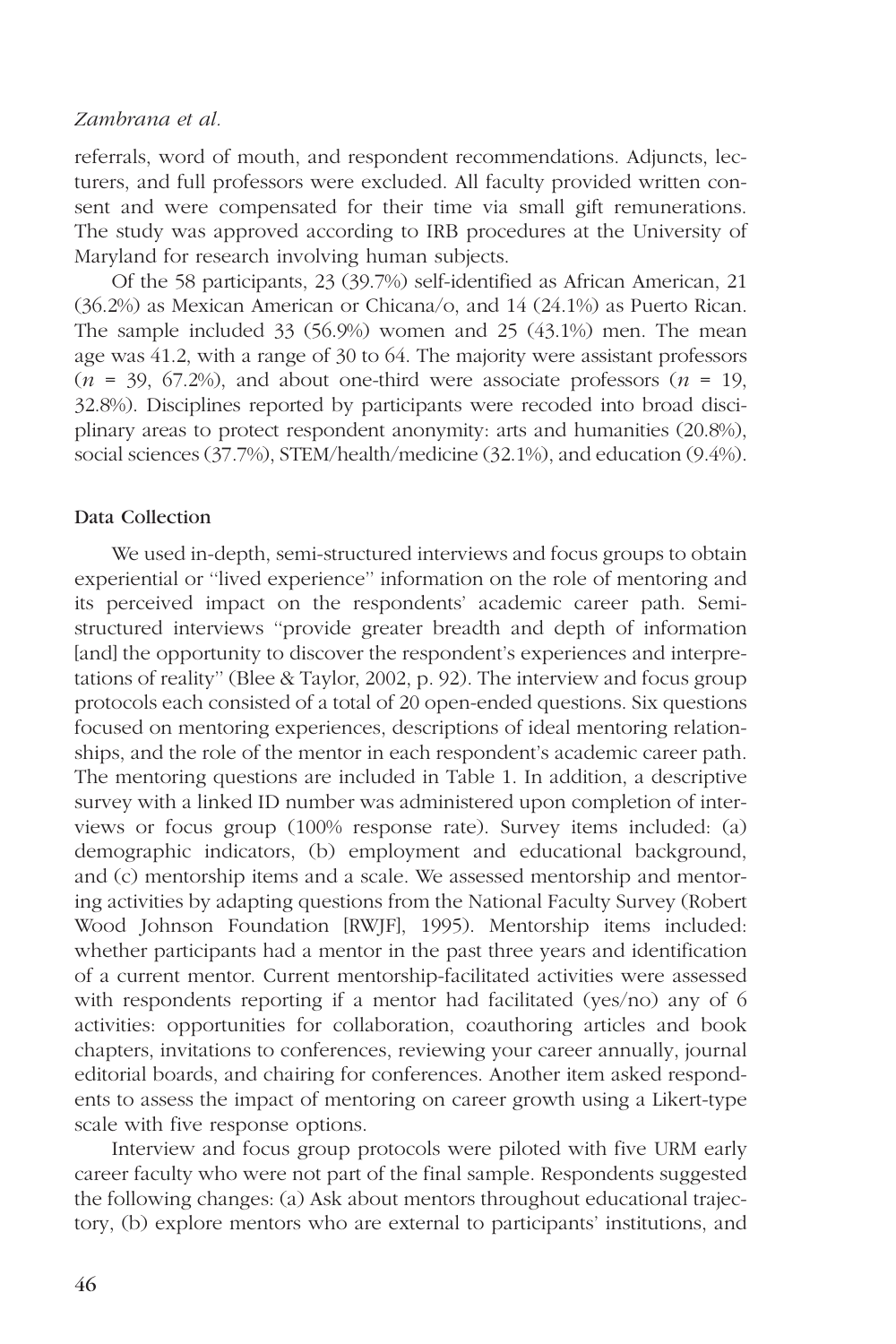referrals, word of mouth, and respondent recommendations. Adjuncts, lecturers, and full professors were excluded. All faculty provided written consent and were compensated for their time via small gift remunerations. The study was approved according to IRB procedures at the University of Maryland for research involving human subjects.

Of the 58 participants, 23 (39.7%) self-identified as African American, 21 (36.2%) as Mexican American or Chicana/o, and 14 (24.1%) as Puerto Rican. The sample included 33 (56.9%) women and 25 (43.1%) men. The mean age was 41.2, with a range of 30 to 64. The majority were assistant professors ($n$ = 39, 67.2%), and about one-third were associate professors ($n$ = 19, 32.8%). Disciplines reported by participants were recoded into broad disciplinary areas to protect respondent anonymity: arts and humanities (20.8%), social sciences (37.7%), STEM/health/medicine (32.1%), and education (9.4%).

### Data Collection

We used in-depth, semi-structured interviews and focus groups to obtain experiential or ''lived experience'' information on the role of mentoring and its perceived impact on the respondents' academic career path. Semi-structured interviews ''provide greater breadth and depth of information [and] the opportunity to discover the respondent's experiences and interpretations of reality'' (Blee & Taylor, 2002, p. 92). The interview and focus group protocols each consisted of a total of 20 open-ended questions. Six questions focused on mentoring experiences, descriptions of ideal mentoring relationships, and the role of the mentor in each respondent's academic career path. The mentoring questions are included in Table 1. In addition, a descriptive survey with a linked ID number was administered upon completion of interviews or focus group (100% response rate). Survey items included: (a) demographic indicators, (b) employment and educational background, and (c) mentorship items and a scale. We assessed mentorship and mentoring activities by adapting questions from the National Faculty Survey (Robert Wood Johnson Foundation [RWJF], 1995). Mentorship items included: whether participants had a mentor in the past three years and identification of a current mentor. Current mentorship-facilitated activities were assessed with respondents reporting if a mentor had facilitated (yes/no) any of 6 activities: opportunities for collaboration, coauthoring articles and book chapters, invitations to conferences, reviewing your career annually, journal editorial boards, and chairing for conferences. Another item asked respondents to assess the impact of mentoring on career growth using a Likert-type scale with five response options.

Interview and focus group protocols were piloted with five URM early career faculty who were not part of the final sample. Respondents suggested the following changes: (a) Ask about mentors throughout educational trajectory, (b) explore mentors who are external to participants' institutions, and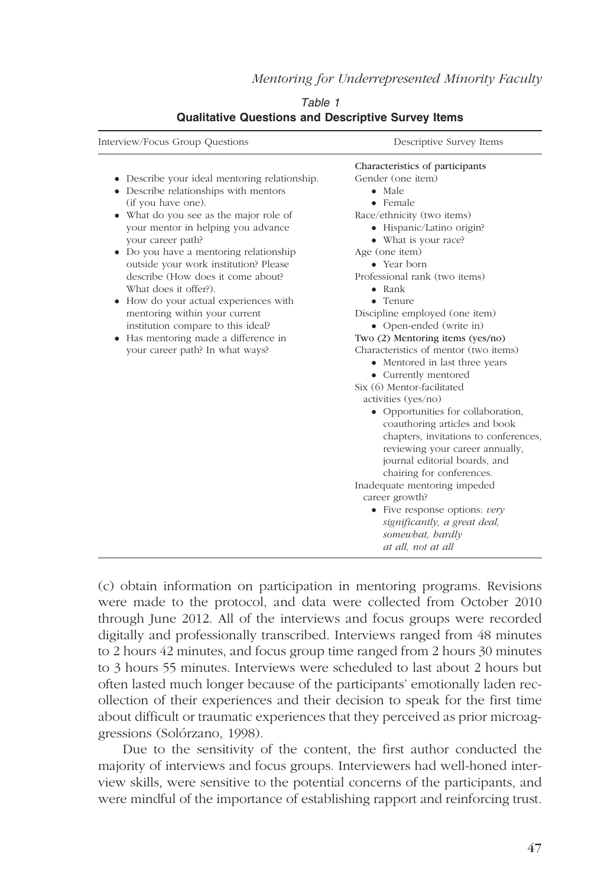Table 1

**Qualitative Questions and Descriptive Survey Items**

| Interview/Focus Group Questions | Descriptive Survey Items |
|---|---|
| • Describe your ideal mentoring relationship.<br>• Describe relationships with mentors (if you have one).<br>• What do you see as the major role of your mentor in helping you advance your career path?<br>• Do you have a mentoring relationship outside your work institution? Please describe (How does it come about? What does it offer?).<br>• How do your actual experiences with mentoring within your current institution compare to this ideal?<br>• Has mentoring made a difference in your career path? In what ways? | **Characteristics of participants**<br>Gender (one item)<br>• Male<br>• Female<br>Race/ethnicity (two items)<br>• Hispanic/Latino origin?<br>• What is your race?<br>Age (one item)<br>• Year born<br>Professional rank (two items)<br>• Rank<br>• Tenure<br>Discipline employed (one item)<br>• Open-ended (write in)<br>**Two (2) Mentoring items (yes/no)**<br>Characteristics of mentor (two items)<br>• Mentored in last three years<br>• Currently mentored<br>Six (6) Mentor-facilitated activities (yes/no)<br>• Opportunities for collaboration, coauthoring articles and book chapters, invitations to conferences, reviewing your career annually, journal editorial boards, and chairing for conferences.<br>Inadequate mentoring impeded career growth?<br>• Five response options: *very significantly, a great deal, somewhat, hardly at all, not at all* |

(c) obtain information on participation in mentoring programs. Revisions were made to the protocol, and data were collected from October 2010 through June 2012. All of the interviews and focus groups were recorded digitally and professionally transcribed. Interviews ranged from 48 minutes to 2 hours 42 minutes, and focus group time ranged from 2 hours 30 minutes to 3 hours 55 minutes. Interviews were scheduled to last about 2 hours but often lasted much longer because of the participants' emotionally laden recollection of their experiences and their decision to speak for the first time about difficult or traumatic experiences that they perceived as prior microaggressions (Solórzano, 1998).

Due to the sensitivity of the content, the first author conducted the majority of interviews and focus groups. Interviewers had well-honed interview skills, were sensitive to the potential concerns of the participants, and were mindful of the importance of establishing rapport and reinforcing trust.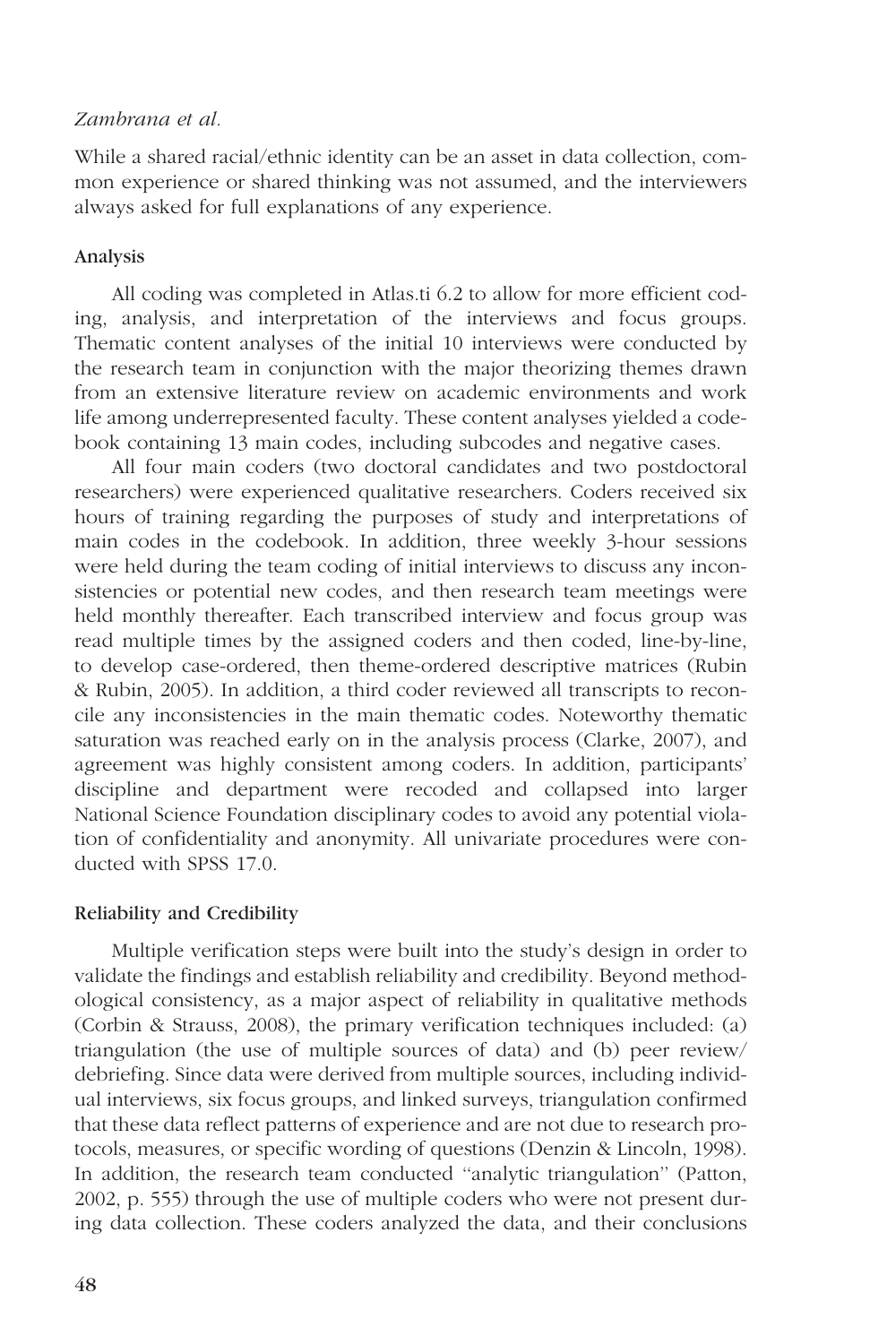While a shared racial/ethnic identity can be an asset in data collection, common experience or shared thinking was not assumed, and the interviewers always asked for full explanations of any experience.

### Analysis

All coding was completed in Atlas.ti 6.2 to allow for more efficient coding, analysis, and interpretation of the interviews and focus groups. Thematic content analyses of the initial 10 interviews were conducted by the research team in conjunction with the major theorizing themes drawn from an extensive literature review on academic environments and work life among underrepresented faculty. These content analyses yielded a codebook containing 13 main codes, including subcodes and negative cases.

All four main coders (two doctoral candidates and two postdoctoral researchers) were experienced qualitative researchers. Coders received six hours of training regarding the purposes of study and interpretations of main codes in the codebook. In addition, three weekly 3-hour sessions were held during the team coding of initial interviews to discuss any inconsistencies or potential new codes, and then research team meetings were held monthly thereafter. Each transcribed interview and focus group was read multiple times by the assigned coders and then coded, line-by-line, to develop case-ordered, then theme-ordered descriptive matrices (Rubin & Rubin, 2005). In addition, a third coder reviewed all transcripts to reconcile any inconsistencies in the main thematic codes. Noteworthy thematic saturation was reached early on in the analysis process (Clarke, 2007), and agreement was highly consistent among coders. In addition, participants' discipline and department were recoded and collapsed into larger National Science Foundation disciplinary codes to avoid any potential violation of confidentiality and anonymity. All univariate procedures were conducted with SPSS 17.0.

### Reliability and Credibility

Multiple verification steps were built into the study's design in order to validate the findings and establish reliability and credibility. Beyond methodological consistency, as a major aspect of reliability in qualitative methods (Corbin & Strauss, 2008), the primary verification techniques included: (a) triangulation (the use of multiple sources of data) and (b) peer review/debriefing. Since data were derived from multiple sources, including individual interviews, six focus groups, and linked surveys, triangulation confirmed that these data reflect patterns of experience and are not due to research protocols, measures, or specific wording of questions (Denzin & Lincoln, 1998). In addition, the research team conducted "analytic triangulation" (Patton, 2002, p. 555) through the use of multiple coders who were not present during data collection. These coders analyzed the data, and their conclusions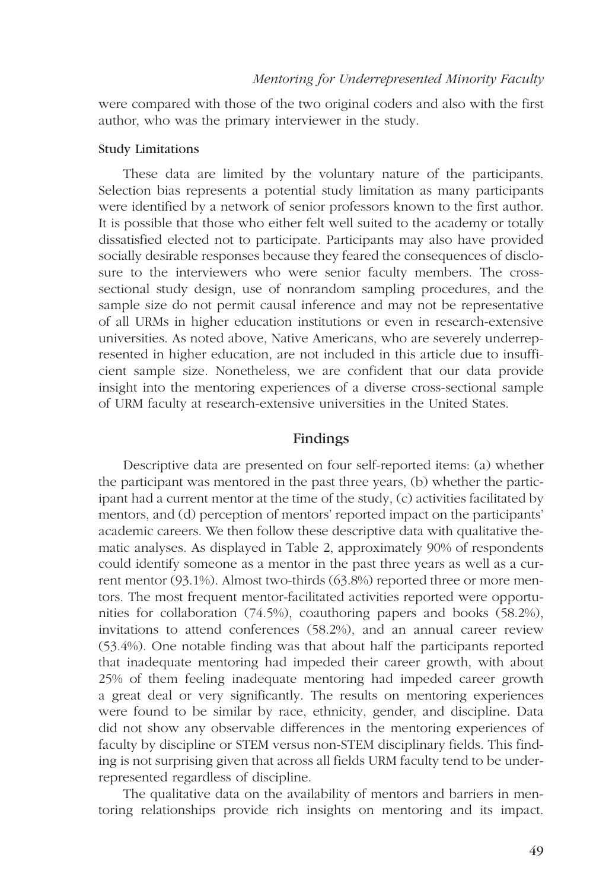were compared with those of the two original coders and also with the first author, who was the primary interviewer in the study.

### Study Limitations

These data are limited by the voluntary nature of the participants. Selection bias represents a potential study limitation as many participants were identified by a network of senior professors known to the first author. It is possible that those who either felt well suited to the academy or totally dissatisfied elected not to participate. Participants may also have provided socially desirable responses because they feared the consequences of disclosure to the interviewers who were senior faculty members. The cross-sectional study design, use of nonrandom sampling procedures, and the sample size do not permit causal inference and may not be representative of all URMs in higher education institutions or even in research-extensive universities. As noted above, Native Americans, who are severely underrepresented in higher education, are not included in this article due to insufficient sample size. Nonetheless, we are confident that our data provide insight into the mentoring experiences of a diverse cross-sectional sample of URM faculty at research-extensive universities in the United States.

## Findings

Descriptive data are presented on four self-reported items: (a) whether the participant was mentored in the past three years, (b) whether the participant had a current mentor at the time of the study, (c) activities facilitated by mentors, and (d) perception of mentors' reported impact on the participants' academic careers. We then follow these descriptive data with qualitative thematic analyses. As displayed in Table 2, approximately 90% of respondents could identify someone as a mentor in the past three years as well as a current mentor (93.1%). Almost two-thirds (63.8%) reported three or more mentors. The most frequent mentor-facilitated activities reported were opportunities for collaboration (74.5%), coauthoring papers and books (58.2%), invitations to attend conferences (58.2%), and an annual career review (53.4%). One notable finding was that about half the participants reported that inadequate mentoring had impeded their career growth, with about 25% of them feeling inadequate mentoring had impeded career growth a great deal or very significantly. The results on mentoring experiences were found to be similar by race, ethnicity, gender, and discipline. Data did not show any observable differences in the mentoring experiences of faculty by discipline or STEM versus non-STEM disciplinary fields. This finding is not surprising given that across all fields URM faculty tend to be underrepresented regardless of discipline.

The qualitative data on the availability of mentors and barriers in mentoring relationships provide rich insights on mentoring and its impact.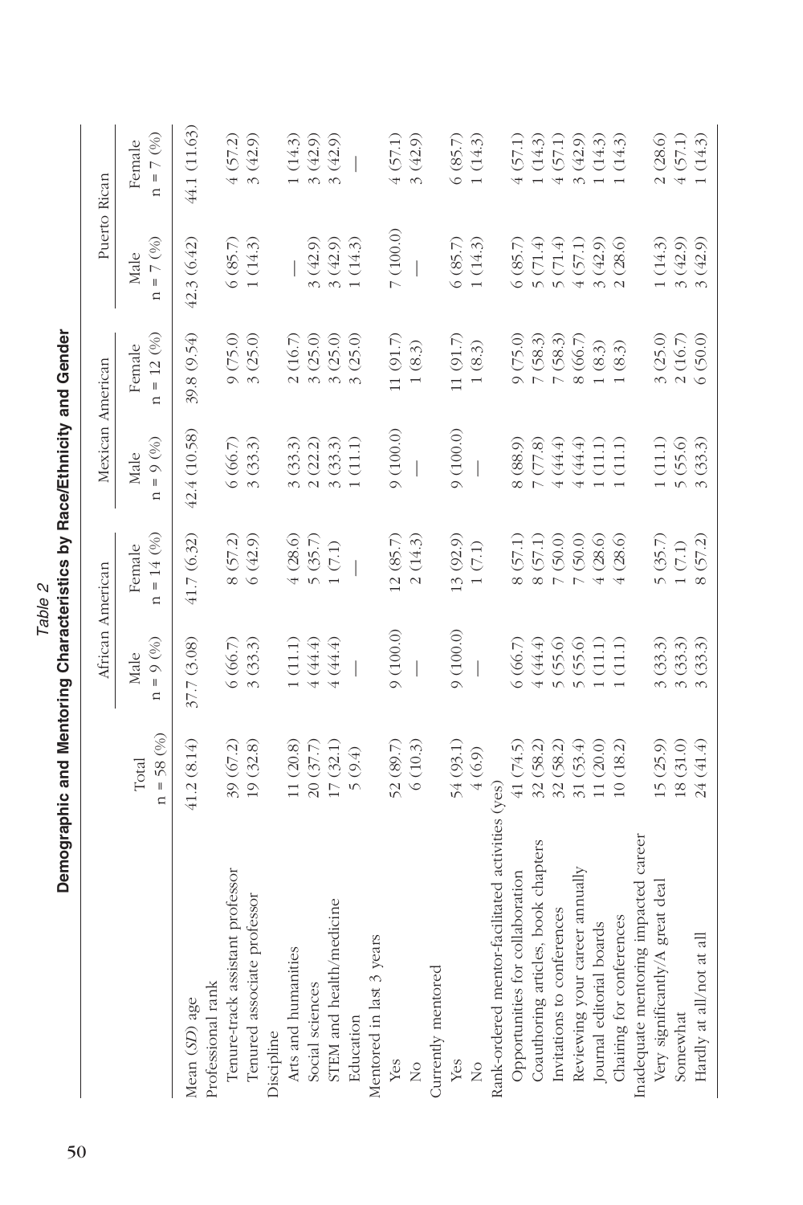*Table 2*
**Demographic and Mentoring Characteristics by Race/Ethnicity and Gender**

| | Total | African American | | Mexican American | | Puerto Rican | |
|---|---|---|---|---|---|---|---|
| | n = 58 (%) | Male n = 9 (%) | Female n = 14 (%) | Male n = 9 (%) | Female n = 12 (%) | Male n = 7 (%) | Female n = 7 (%) |
| Mean (*SD*) age | 41.2 (8.14) | 37.7 (3.08) | 41.7 (6.32) | 42.4 (10.58) | 39.8 (9.54) | 42.3 (6.42) | 44.1 (11.63) |
| Professional rank | | | | | | | |
| Tenure-track assistant professor | 39 (67.2) | 6 (66.7) | 8 (57.2) | 6 (66.7) | 9 (75.0) | 6 (85.7) | 4 (57.2) |
| Tenured associate professor | 19 (32.8) | 3 (33.3) | 6 (42.9) | 3 (33.3) | 3 (25.0) | 1 (14.3) | 3 (42.9) |
| Discipline | | | | | | | |
| Arts and humanities | 11 (20.8) | 1 (11.1) | 4 (28.6) | 3 (33.3) | 2 (16.7) | — | 1 (14.3) |
| Social sciences | 20 (37.7) | 4 (44.4) | 5 (35.7) | 2 (22.2) | 3 (25.0) | 3 (42.9) | 3 (42.9) |
| STEM and health/medicine | 17 (32.1) | 4 (44.4) | 1 (7.1) | 3 (33.3) | 3 (25.0) | 3 (42.9) | 3 (42.9) |
| Education | 5 (9.4) | — | — | 1 (11.1) | 3 (25.0) | 1 (14.3) | — |
| Mentored in last 3 years | | | | | | | |
| Yes | 52 (89.7) | 9 (100.0) | 12 (85.7) | 9 (100.0) | 11 (91.7) | 7 (100.0) | 4 (57.1) |
| No | 6 (10.3) | — | 2 (14.3) | — | 1 (8.3) | — | 3 (42.9) |
| Currently mentored | | | | | | | |
| Yes | 54 (93.1) | 9 (100.0) | 13 (92.9) | 9 (100.0) | 11 (91.7) | 6 (85.7) | 6 (85.7) |
| No | 4 (6.9) | — | 1 (7.1) | — | 1 (8.3) | 1 (14.3) | 1 (14.3) |
| Rank-ordered mentor-facilitated activities (yes) | | | | | | | |
| Opportunities for collaboration | 41 (74.5) | 6 (66.7) | 8 (57.1) | 8 (88.9) | 9 (75.0) | 6 (85.7) | 4 (57.1) |
| Coauthoring articles, book chapters | 32 (58.2) | 4 (44.4) | 8 (57.1) | 7 (77.8) | 7 (58.3) | 5 (71.4) | 1 (14.3) |
| Invitations to conferences | 32 (58.2) | 5 (55.6) | 7 (50.0) | 4 (44.4) | 7 (58.3) | 5 (71.4) | 4 (57.1) |
| Reviewing your career annually | 31 (53.4) | 5 (55.6) | 7 (50.0) | 4 (44.4) | 8 (66.7) | 4 (57.1) | 3 (42.9) |
| Journal editorial boards | 11 (20.0) | 1 (11.1) | 4 (28.6) | 1 (11.1) | 1 (8.3) | 3 (42.9) | 1 (14.3) |
| Chairing for conferences | 10 (18.2) | 1 (11.1) | 4 (28.6) | 1 (11.1) | 1 (8.3) | 2 (28.6) | 1 (14.3) |
| Inadequate mentoring impacted career | | | | | | | |
| Very significantly/A great deal | 15 (25.9) | 3 (33.3) | 5 (35.7) | 1 (11.1) | 3 (25.0) | 1 (14.3) | 2 (28.6) |
| Somewhat | 18 (31.0) | 3 (33.3) | 1 (7.1) | 5 (55.6) | 2 (16.7) | 3 (42.9) | 4 (57.1) |
| Hardly at all/not at all | 24 (41.4) | 3 (33.3) | 8 (57.2) | 3 (33.3) | 6 (50.0) | 3 (42.9) | 1 (14.3) |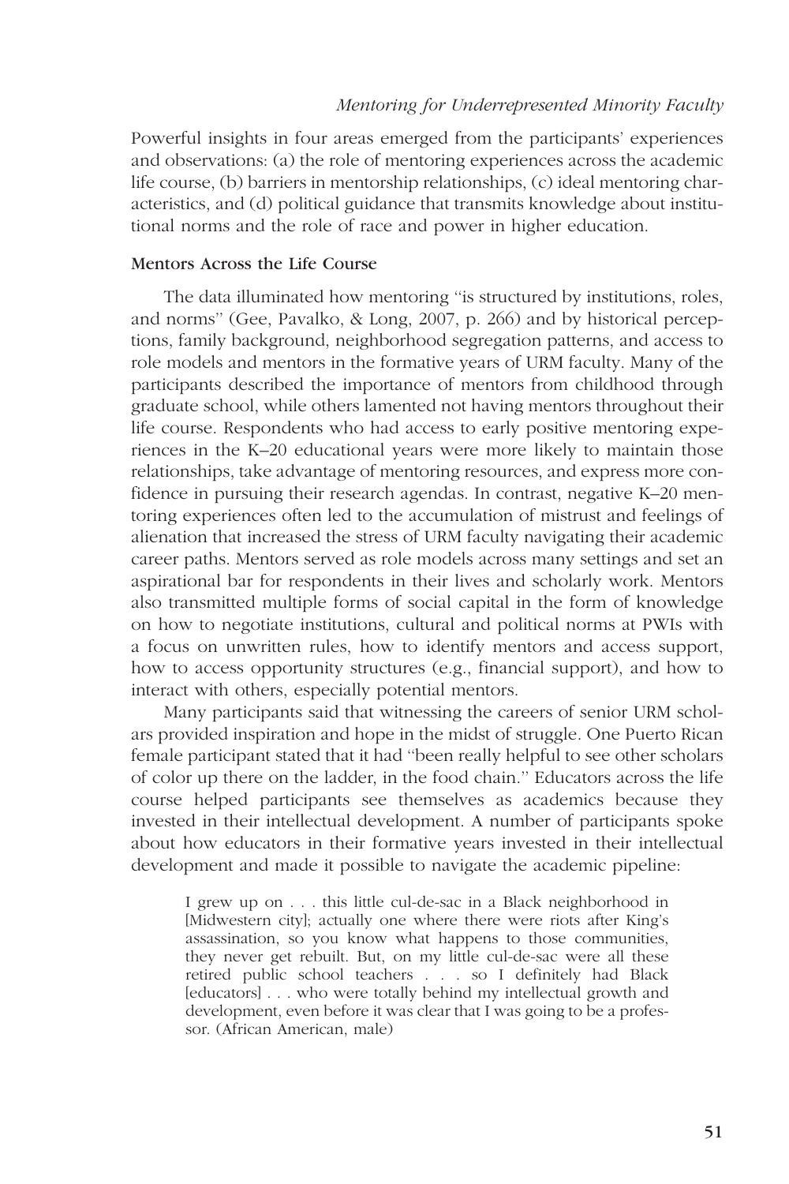Powerful insights in four areas emerged from the participants' experiences and observations: (a) the role of mentoring experiences across the academic life course, (b) barriers in mentorship relationships, (c) ideal mentoring characteristics, and (d) political guidance that transmits knowledge about institutional norms and the role of race and power in higher education.

## Mentors Across the Life Course

The data illuminated how mentoring "is structured by institutions, roles, and norms" (Gee, Pavalko, & Long, 2007, p. 266) and by historical perceptions, family background, neighborhood segregation patterns, and access to role models and mentors in the formative years of URM faculty. Many of the participants described the importance of mentors from childhood through graduate school, while others lamented not having mentors throughout their life course. Respondents who had access to early positive mentoring experiences in the K–20 educational years were more likely to maintain those relationships, take advantage of mentoring resources, and express more confidence in pursuing their research agendas. In contrast, negative K–20 mentoring experiences often led to the accumulation of mistrust and feelings of alienation that increased the stress of URM faculty navigating their academic career paths. Mentors served as role models across many settings and set an aspirational bar for respondents in their lives and scholarly work. Mentors also transmitted multiple forms of social capital in the form of knowledge on how to negotiate institutions, cultural and political norms at PWIs with a focus on unwritten rules, how to identify mentors and access support, how to access opportunity structures (e.g., financial support), and how to interact with others, especially potential mentors.

Many participants said that witnessing the careers of senior URM scholars provided inspiration and hope in the midst of struggle. One Puerto Rican female participant stated that it had "been really helpful to see other scholars of color up there on the ladder, in the food chain." Educators across the life course helped participants see themselves as academics because they invested in their intellectual development. A number of participants spoke about how educators in their formative years invested in their intellectual development and made it possible to navigate the academic pipeline:

> I grew up on . . . this little cul-de-sac in a Black neighborhood in [Midwestern city]; actually one where there were riots after King's assassination, so you know what happens to those communities, they never get rebuilt. But, on my little cul-de-sac were all these retired public school teachers . . . so I definitely had Black [educators] . . . who were totally behind my intellectual growth and development, even before it was clear that I was going to be a professor. (African American, male)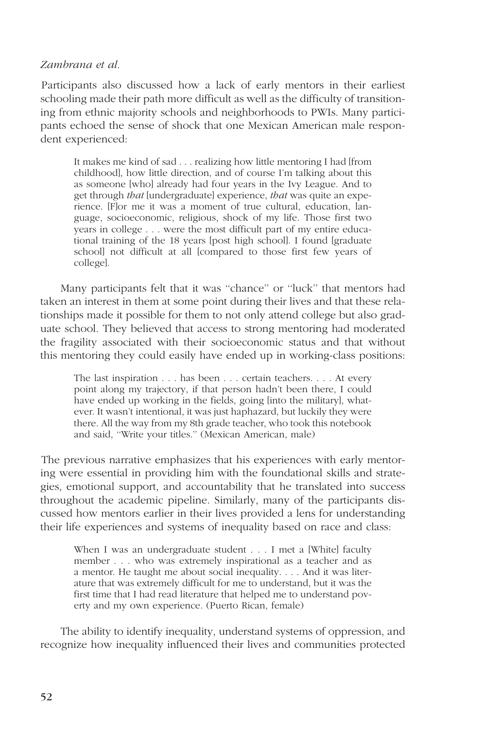Participants also discussed how a lack of early mentors in their earliest schooling made their path more difficult as well as the difficulty of transitioning from ethnic majority schools and neighborhoods to PWIs. Many participants echoed the sense of shock that one Mexican American male respondent experienced:

> It makes me kind of sad . . . realizing how little mentoring I had [from childhood], how little direction, and of course I'm talking about this as someone [who] already had four years in the Ivy League. And to get through *that* [undergraduate] experience, *that* was quite an experience. [F]or me it was a moment of true cultural, education, language, socioeconomic, religious, shock of my life. Those first two years in college . . . were the most difficult part of my entire educational training of the 18 years [post high school]. I found [graduate school] not difficult at all [compared to those first few years of college].

Many participants felt that it was "chance" or "luck" that mentors had taken an interest in them at some point during their lives and that these relationships made it possible for them to not only attend college but also graduate school. They believed that access to strong mentoring had moderated the fragility associated with their socioeconomic status and that without this mentoring they could easily have ended up in working-class positions:

> The last inspiration . . . has been . . . certain teachers. . . . At every point along my trajectory, if that person hadn't been there, I could have ended up working in the fields, going [into the military], whatever. It wasn't intentional, it was just haphazard, but luckily they were there. All the way from my 8th grade teacher, who took this notebook and said, "Write your titles." (Mexican American, male)

The previous narrative emphasizes that his experiences with early mentoring were essential in providing him with the foundational skills and strategies, emotional support, and accountability that he translated into success throughout the academic pipeline. Similarly, many of the participants discussed how mentors earlier in their lives provided a lens for understanding their life experiences and systems of inequality based on race and class:

> When I was an undergraduate student . . . I met a [White] faculty member . . . who was extremely inspirational as a teacher and as a mentor. He taught me about social inequality. . . . And it was literature that was extremely difficult for me to understand, but it was the first time that I had read literature that helped me to understand poverty and my own experience. (Puerto Rican, female)

The ability to identify inequality, understand systems of oppression, and recognize how inequality influenced their lives and communities protected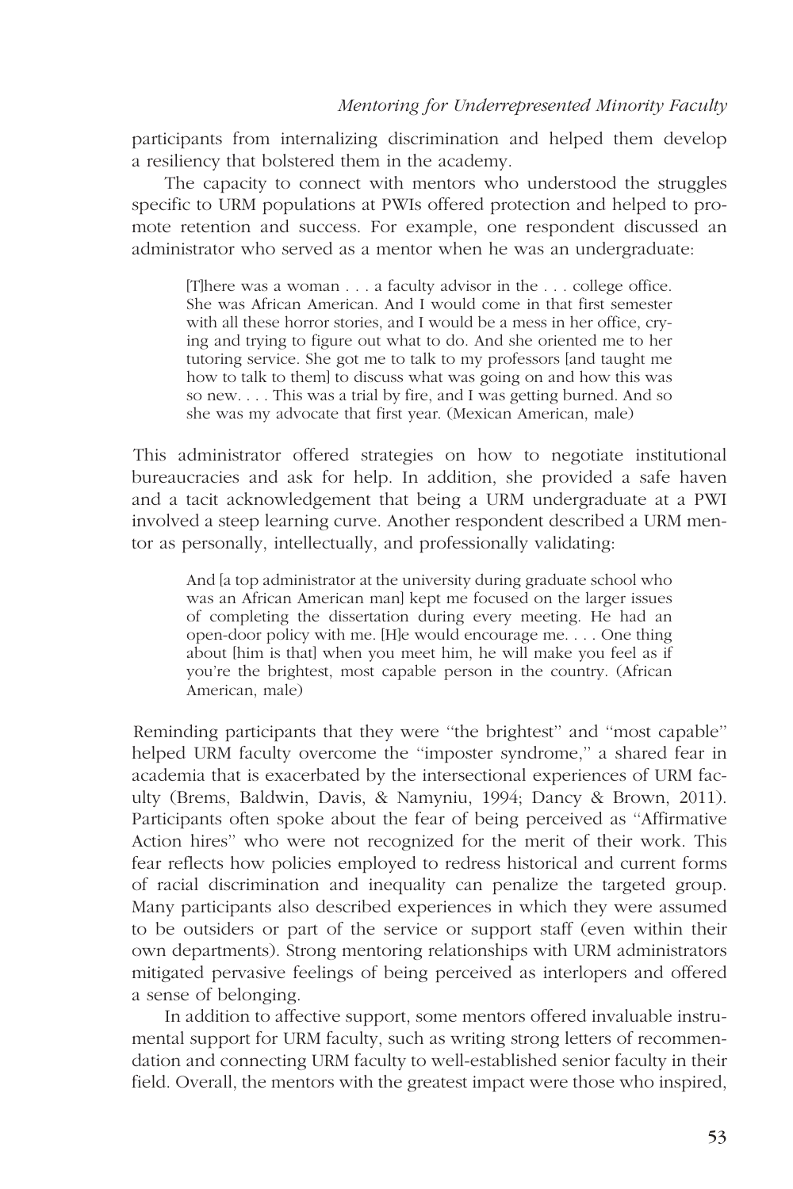participants from internalizing discrimination and helped them develop a resiliency that bolstered them in the academy.

The capacity to connect with mentors who understood the struggles specific to URM populations at PWIs offered protection and helped to promote retention and success. For example, one respondent discussed an administrator who served as a mentor when he was an undergraduate:

> [T]here was a woman . . . a faculty advisor in the . . . college office. She was African American. And I would come in that first semester with all these horror stories, and I would be a mess in her office, crying and trying to figure out what to do. And she oriented me to her tutoring service. She got me to talk to my professors [and taught me how to talk to them] to discuss what was going on and how this was so new. . . . This was a trial by fire, and I was getting burned. And so she was my advocate that first year. (Mexican American, male)

This administrator offered strategies on how to negotiate institutional bureaucracies and ask for help. In addition, she provided a safe haven and a tacit acknowledgement that being a URM undergraduate at a PWI involved a steep learning curve. Another respondent described a URM mentor as personally, intellectually, and professionally validating:

> And [a top administrator at the university during graduate school who was an African American man] kept me focused on the larger issues of completing the dissertation during every meeting. He had an open-door policy with me. [H]e would encourage me. . . . One thing about [him is that] when you meet him, he will make you feel as if you're the brightest, most capable person in the country. (African American, male)

Reminding participants that they were "the brightest" and "most capable" helped URM faculty overcome the "imposter syndrome," a shared fear in academia that is exacerbated by the intersectional experiences of URM faculty (Brems, Baldwin, Davis, & Namyniu, 1994; Dancy & Brown, 2011). Participants often spoke about the fear of being perceived as "Affirmative Action hires" who were not recognized for the merit of their work. This fear reflects how policies employed to redress historical and current forms of racial discrimination and inequality can penalize the targeted group. Many participants also described experiences in which they were assumed to be outsiders or part of the service or support staff (even within their own departments). Strong mentoring relationships with URM administrators mitigated pervasive feelings of being perceived as interlopers and offered a sense of belonging.

In addition to affective support, some mentors offered invaluable instrumental support for URM faculty, such as writing strong letters of recommendation and connecting URM faculty to well-established senior faculty in their field. Overall, the mentors with the greatest impact were those who inspired,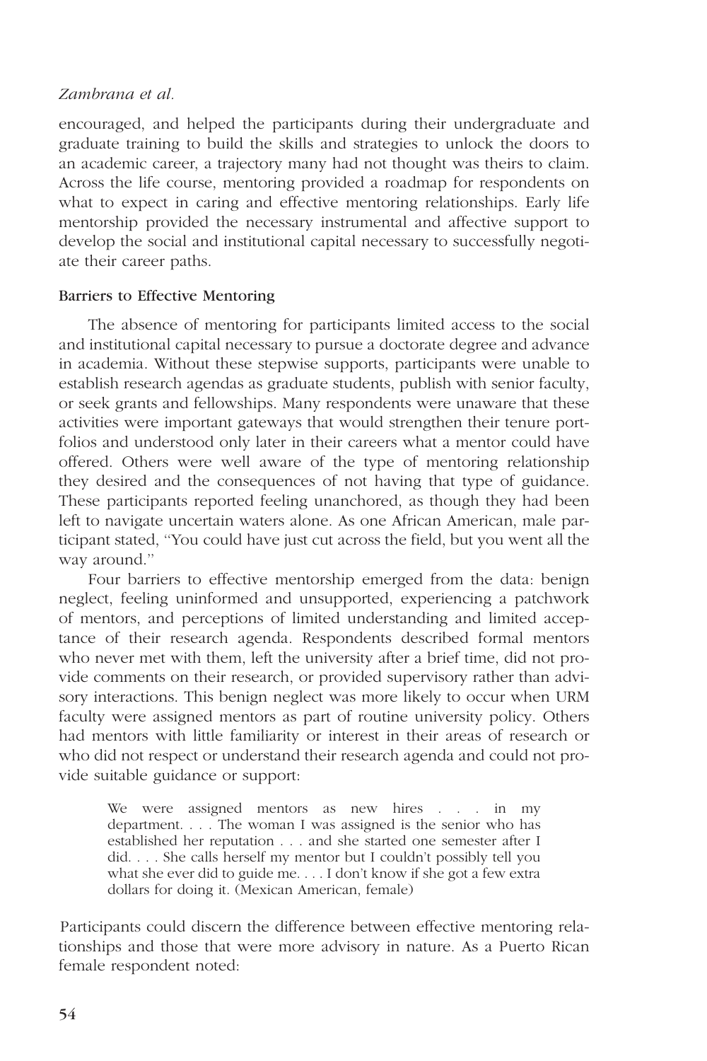encouraged, and helped the participants during their undergraduate and graduate training to build the skills and strategies to unlock the doors to an academic career, a trajectory many had not thought was theirs to claim. Across the life course, mentoring provided a roadmap for respondents on what to expect in caring and effective mentoring relationships. Early life mentorship provided the necessary instrumental and affective support to develop the social and institutional capital necessary to successfully negotiate their career paths.

### Barriers to Effective Mentoring

The absence of mentoring for participants limited access to the social and institutional capital necessary to pursue a doctorate degree and advance in academia. Without these stepwise supports, participants were unable to establish research agendas as graduate students, publish with senior faculty, or seek grants and fellowships. Many respondents were unaware that these activities were important gateways that would strengthen their tenure portfolios and understood only later in their careers what a mentor could have offered. Others were well aware of the type of mentoring relationship they desired and the consequences of not having that type of guidance. These participants reported feeling unanchored, as though they had been left to navigate uncertain waters alone. As one African American, male participant stated, "You could have just cut across the field, but you went all the way around."

Four barriers to effective mentorship emerged from the data: benign neglect, feeling uninformed and unsupported, experiencing a patchwork of mentors, and perceptions of limited understanding and limited acceptance of their research agenda. Respondents described formal mentors who never met with them, left the university after a brief time, did not provide comments on their research, or provided supervisory rather than advisory interactions. This benign neglect was more likely to occur when URM faculty were assigned mentors as part of routine university policy. Others had mentors with little familiarity or interest in their areas of research or who did not respect or understand their research agenda and could not provide suitable guidance or support:

> We were assigned mentors as new hires . . . in my department. . . . The woman I was assigned is the senior who has established her reputation . . . and she started one semester after I did. . . . She calls herself my mentor but I couldn't possibly tell you what she ever did to guide me. . . . I don't know if she got a few extra dollars for doing it. (Mexican American, female)

Participants could discern the difference between effective mentoring relationships and those that were more advisory in nature. As a Puerto Rican female respondent noted: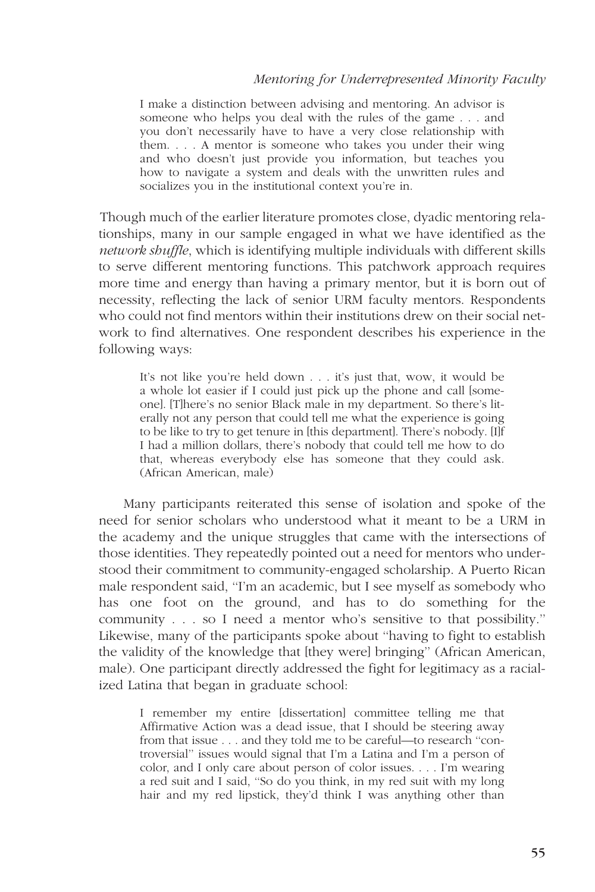> I make a distinction between advising and mentoring. An advisor is someone who helps you deal with the rules of the game . . . and you don't necessarily have to have a very close relationship with them. . . . A mentor is someone who takes you under their wing and who doesn't just provide you information, but teaches you how to navigate a system and deals with the unwritten rules and socializes you in the institutional context you're in.

Though much of the earlier literature promotes close, dyadic mentoring relationships, many in our sample engaged in what we have identified as the *network shuffle*, which is identifying multiple individuals with different skills to serve different mentoring functions. This patchwork approach requires more time and energy than having a primary mentor, but it is born out of necessity, reflecting the lack of senior URM faculty mentors. Respondents who could not find mentors within their institutions drew on their social network to find alternatives. One respondent describes his experience in the following ways:

> It's not like you're held down . . . it's just that, wow, it would be a whole lot easier if I could just pick up the phone and call [someone]. [T]here's no senior Black male in my department. So there's literally not any person that could tell me what the experience is going to be like to try to get tenure in [this department]. There's nobody. [I]f I had a million dollars, there's nobody that could tell me how to do that, whereas everybody else has someone that they could ask. (African American, male)

Many participants reiterated this sense of isolation and spoke of the need for senior scholars who understood what it meant to be a URM in the academy and the unique struggles that came with the intersections of those identities. They repeatedly pointed out a need for mentors who understood their commitment to community-engaged scholarship. A Puerto Rican male respondent said, "I'm an academic, but I see myself as somebody who has one foot on the ground, and has to do something for the community . . . so I need a mentor who's sensitive to that possibility." Likewise, many of the participants spoke about "having to fight to establish the validity of the knowledge that [they were] bringing" (African American, male). One participant directly addressed the fight for legitimacy as a racialized Latina that began in graduate school:

> I remember my entire [dissertation] committee telling me that Affirmative Action was a dead issue, that I should be steering away from that issue . . . and they told me to be careful—to research "controversial" issues would signal that I'm a Latina and I'm a person of color, and I only care about person of color issues. . . . I'm wearing a red suit and I said, "So do you think, in my red suit with my long hair and my red lipstick, they'd think I was anything other than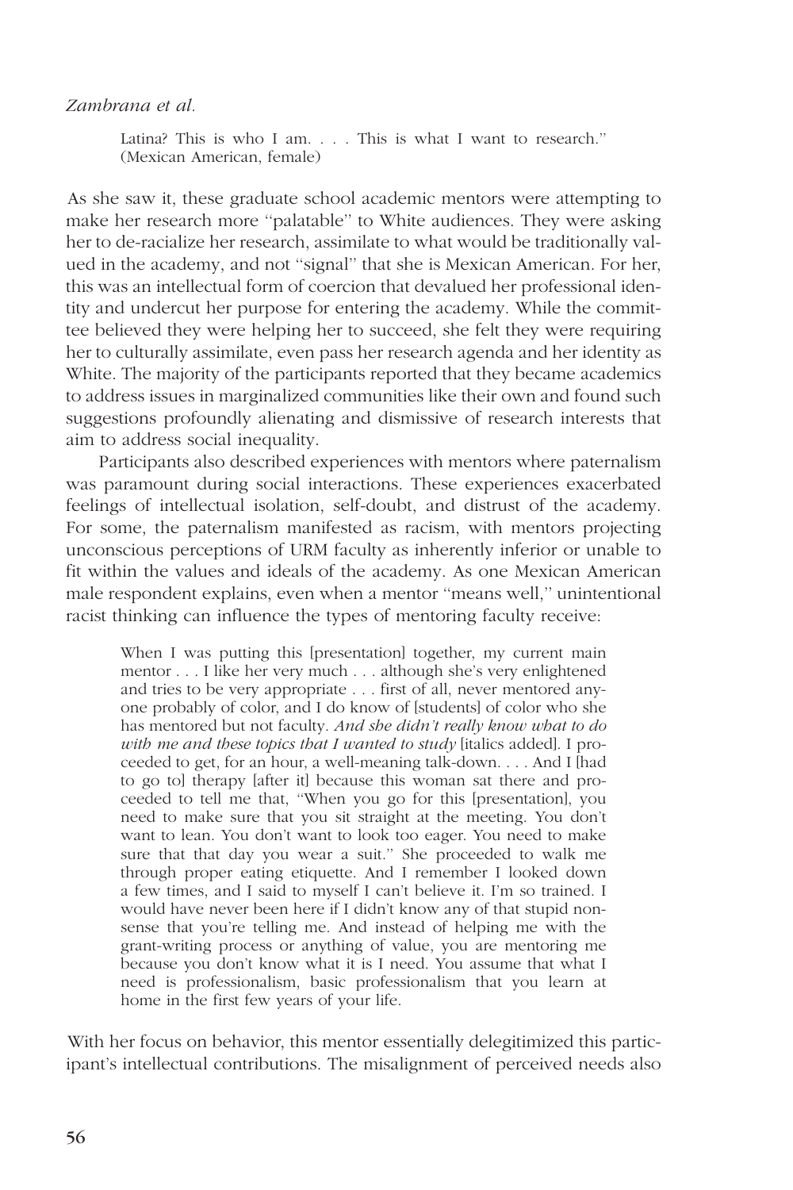> Latina? This is who I am. . . . This is what I want to research." (Mexican American, female)

As she saw it, these graduate school academic mentors were attempting to make her research more "palatable" to White audiences. They were asking her to de-racialize her research, assimilate to what would be traditionally valued in the academy, and not "signal" that she is Mexican American. For her, this was an intellectual form of coercion that devalued her professional identity and undercut her purpose for entering the academy. While the committee believed they were helping her to succeed, she felt they were requiring her to culturally assimilate, even pass her research agenda and her identity as White. The majority of the participants reported that they became academics to address issues in marginalized communities like their own and found such suggestions profoundly alienating and dismissive of research interests that aim to address social inequality.

Participants also described experiences with mentors where paternalism was paramount during social interactions. These experiences exacerbated feelings of intellectual isolation, self-doubt, and distrust of the academy. For some, the paternalism manifested as racism, with mentors projecting unconscious perceptions of URM faculty as inherently inferior or unable to fit within the values and ideals of the academy. As one Mexican American male respondent explains, even when a mentor "means well," unintentional racist thinking can influence the types of mentoring faculty receive:

> When I was putting this [presentation] together, my current main mentor . . . I like her very much . . . although she's very enlightened and tries to be very appropriate . . . first of all, never mentored anyone probably of color, and I do know of [students] of color who she has mentored but not faculty. *And she didn't really know what to do with me and these topics that I wanted to study* [italics added]. I proceeded to get, for an hour, a well-meaning talk-down. . . . And I [had to go to] therapy [after it] because this woman sat there and proceeded to tell me that, "When you go for this [presentation], you need to make sure that you sit straight at the meeting. You don't want to lean. You don't want to look too eager. You need to make sure that that day you wear a suit." She proceeded to walk me through proper eating etiquette. And I remember I looked down a few times, and I said to myself I can't believe it. I'm so trained. I would have never been here if I didn't know any of that stupid nonsense that you're telling me. And instead of helping me with the grant-writing process or anything of value, you are mentoring me because you don't know what it is I need. You assume that what I need is professionalism, basic professionalism that you learn at home in the first few years of your life.

With her focus on behavior, this mentor essentially delegitimized this participant's intellectual contributions. The misalignment of perceived needs also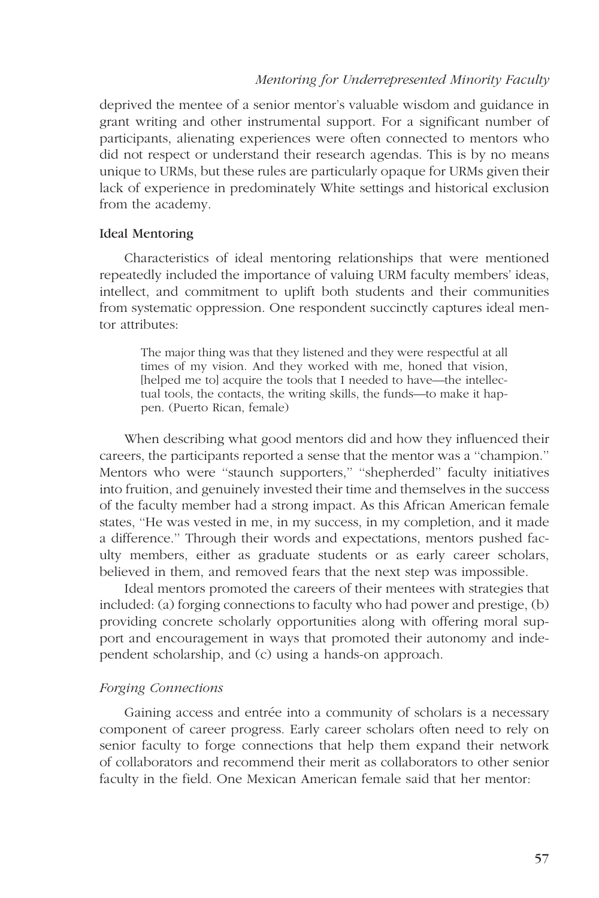deprived the mentee of a senior mentor's valuable wisdom and guidance in grant writing and other instrumental support. For a significant number of participants, alienating experiences were often connected to mentors who did not respect or understand their research agendas. This is by no means unique to URMs, but these rules are particularly opaque for URMs given their lack of experience in predominately White settings and historical exclusion from the academy.

### Ideal Mentoring

Characteristics of ideal mentoring relationships that were mentioned repeatedly included the importance of valuing URM faculty members' ideas, intellect, and commitment to uplift both students and their communities from systematic oppression. One respondent succinctly captures ideal mentor attributes:

> The major thing was that they listened and they were respectful at all times of my vision. And they worked with me, honed that vision, [helped me to] acquire the tools that I needed to have—the intellectual tools, the contacts, the writing skills, the funds—to make it happen. (Puerto Rican, female)

When describing what good mentors did and how they influenced their careers, the participants reported a sense that the mentor was a ''champion.'' Mentors who were ''staunch supporters,'' ''shepherded'' faculty initiatives into fruition, and genuinely invested their time and themselves in the success of the faculty member had a strong impact. As this African American female states, ''He was vested in me, in my success, in my completion, and it made a difference.'' Through their words and expectations, mentors pushed faculty members, either as graduate students or as early career scholars, believed in them, and removed fears that the next step was impossible.

Ideal mentors promoted the careers of their mentees with strategies that included: (a) forging connections to faculty who had power and prestige, (b) providing concrete scholarly opportunities along with offering moral support and encouragement in ways that promoted their autonomy and independent scholarship, and (c) using a hands-on approach.

#### *Forging Connections*

Gaining access and entrée into a community of scholars is a necessary component of career progress. Early career scholars often need to rely on senior faculty to forge connections that help them expand their network of collaborators and recommend their merit as collaborators to other senior faculty in the field. One Mexican American female said that her mentor: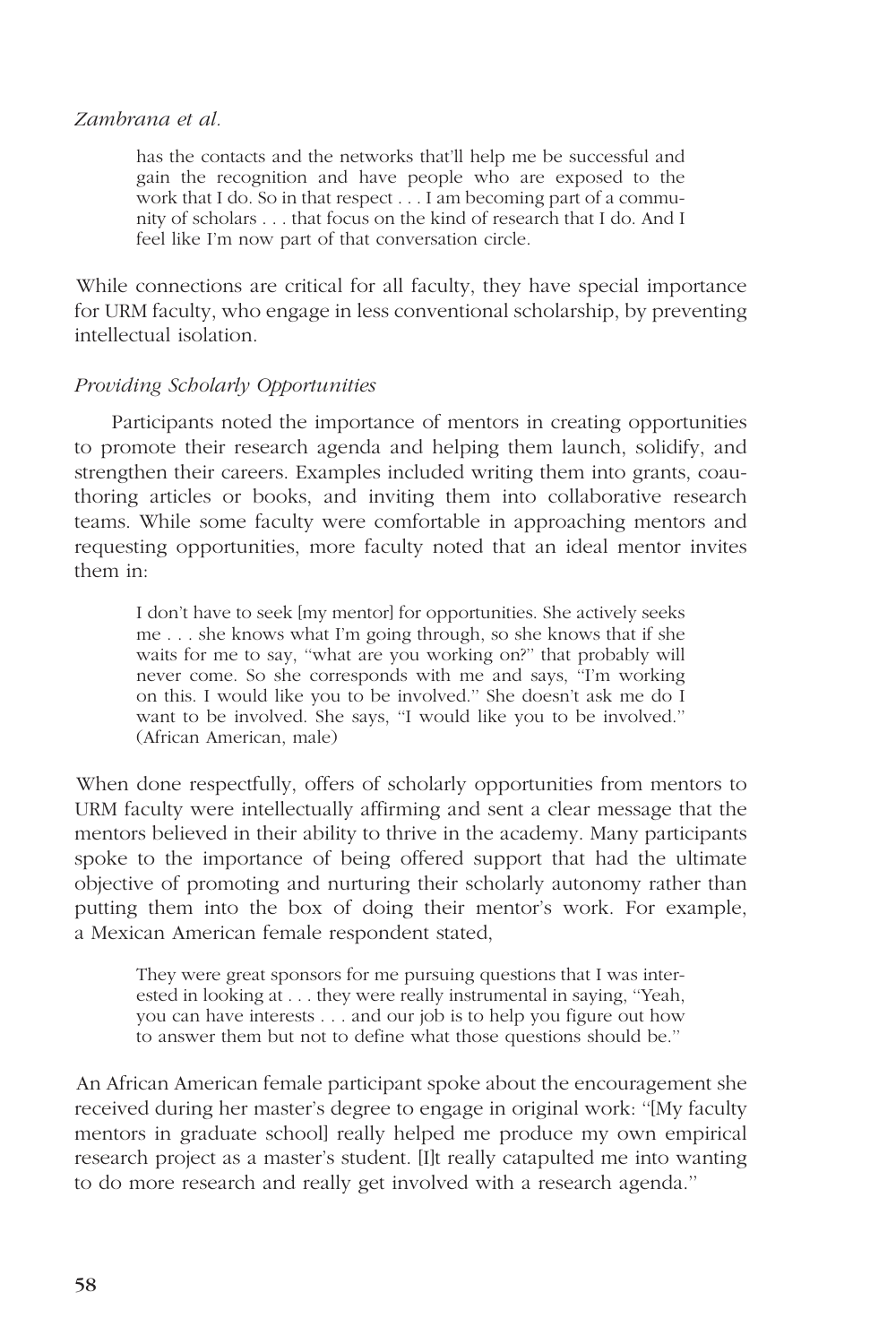> has the contacts and the networks that'll help me be successful and gain the recognition and have people who are exposed to the work that I do. So in that respect . . . I am becoming part of a community of scholars . . . that focus on the kind of research that I do. And I feel like I'm now part of that conversation circle.

While connections are critical for all faculty, they have special importance for URM faculty, who engage in less conventional scholarship, by preventing intellectual isolation.

### *Providing Scholarly Opportunities*

Participants noted the importance of mentors in creating opportunities to promote their research agenda and helping them launch, solidify, and strengthen their careers. Examples included writing them into grants, coauthoring articles or books, and inviting them into collaborative research teams. While some faculty were comfortable in approaching mentors and requesting opportunities, more faculty noted that an ideal mentor invites them in:

> I don't have to seek [my mentor] for opportunities. She actively seeks me . . . she knows what I'm going through, so she knows that if she waits for me to say, "what are you working on?" that probably will never come. So she corresponds with me and says, "I'm working on this. I would like you to be involved." She doesn't ask me do I want to be involved. She says, "I would like you to be involved." (African American, male)

When done respectfully, offers of scholarly opportunities from mentors to URM faculty were intellectually affirming and sent a clear message that the mentors believed in their ability to thrive in the academy. Many participants spoke to the importance of being offered support that had the ultimate objective of promoting and nurturing their scholarly autonomy rather than putting them into the box of doing their mentor's work. For example, a Mexican American female respondent stated,

> They were great sponsors for me pursuing questions that I was interested in looking at . . . they were really instrumental in saying, "Yeah, you can have interests . . . and our job is to help you figure out how to answer them but not to define what those questions should be."

An African American female participant spoke about the encouragement she received during her master's degree to engage in original work: "[My faculty mentors in graduate school] really helped me produce my own empirical research project as a master's student. [I]t really catapulted me into wanting to do more research and really get involved with a research agenda."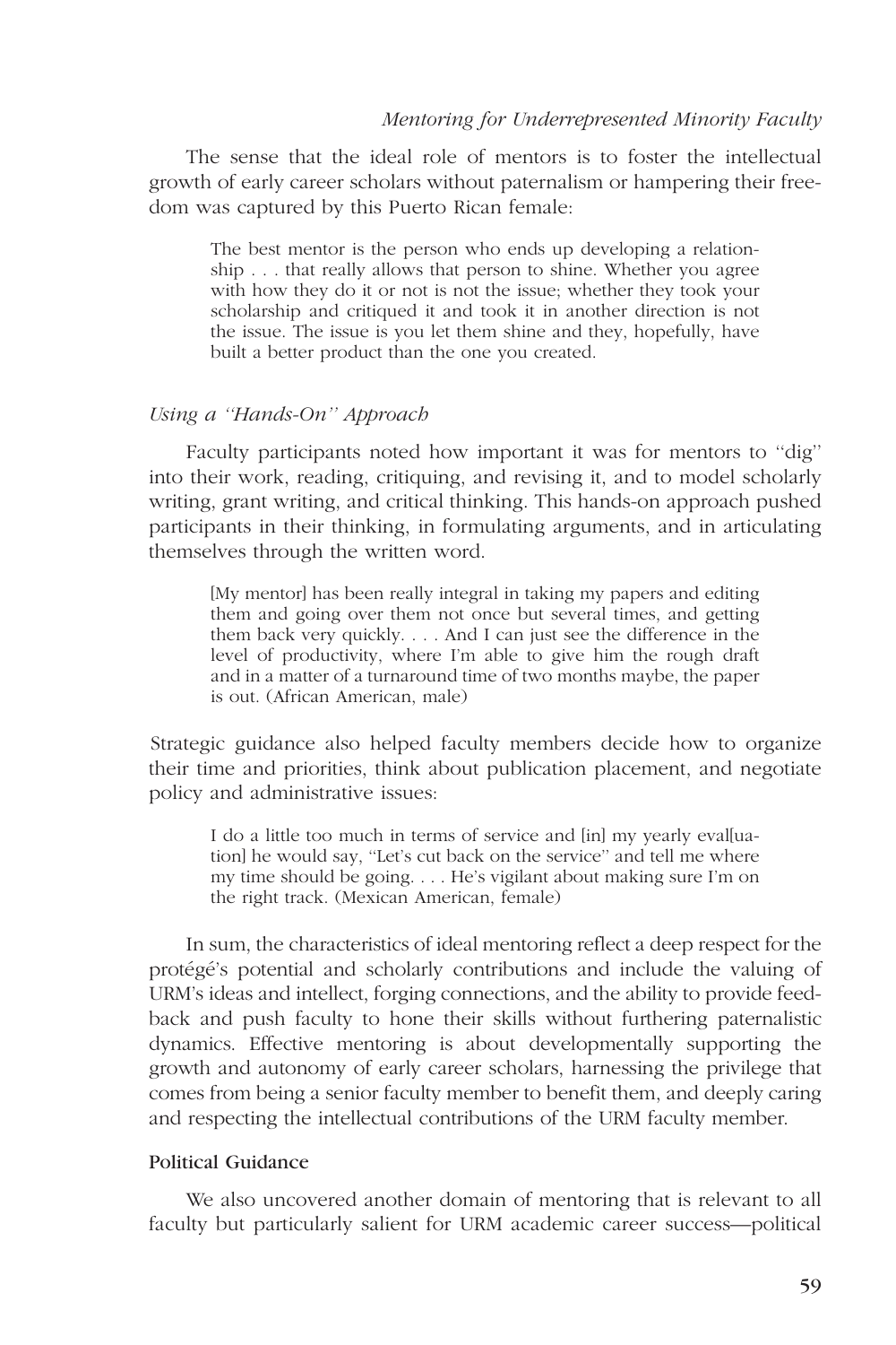The sense that the ideal role of mentors is to foster the intellectual growth of early career scholars without paternalism or hampering their freedom was captured by this Puerto Rican female:

> The best mentor is the person who ends up developing a relationship . . . that really allows that person to shine. Whether you agree with how they do it or not is not the issue; whether they took your scholarship and critiqued it and took it in another direction is not the issue. The issue is you let them shine and they, hopefully, have built a better product than the one you created.

### *Using a "Hands-On" Approach*

Faculty participants noted how important it was for mentors to "dig" into their work, reading, critiquing, and revising it, and to model scholarly writing, grant writing, and critical thinking. This hands-on approach pushed participants in their thinking, in formulating arguments, and in articulating themselves through the written word.

> [My mentor] has been really integral in taking my papers and editing them and going over them not once but several times, and getting them back very quickly. . . . And I can just see the difference in the level of productivity, where I'm able to give him the rough draft and in a matter of a turnaround time of two months maybe, the paper is out. (African American, male)

Strategic guidance also helped faculty members decide how to organize their time and priorities, think about publication placement, and negotiate policy and administrative issues:

> I do a little too much in terms of service and [in] my yearly eval[uation] he would say, "Let's cut back on the service" and tell me where my time should be going. . . . He's vigilant about making sure I'm on the right track. (Mexican American, female)

In sum, the characteristics of ideal mentoring reflect a deep respect for the protégé's potential and scholarly contributions and include the valuing of URM's ideas and intellect, forging connections, and the ability to provide feedback and push faculty to hone their skills without furthering paternalistic dynamics. Effective mentoring is about developmentally supporting the growth and autonomy of early career scholars, harnessing the privilege that comes from being a senior faculty member to benefit them, and deeply caring and respecting the intellectual contributions of the URM faculty member.

### Political Guidance

We also uncovered another domain of mentoring that is relevant to all faculty but particularly salient for URM academic career success—political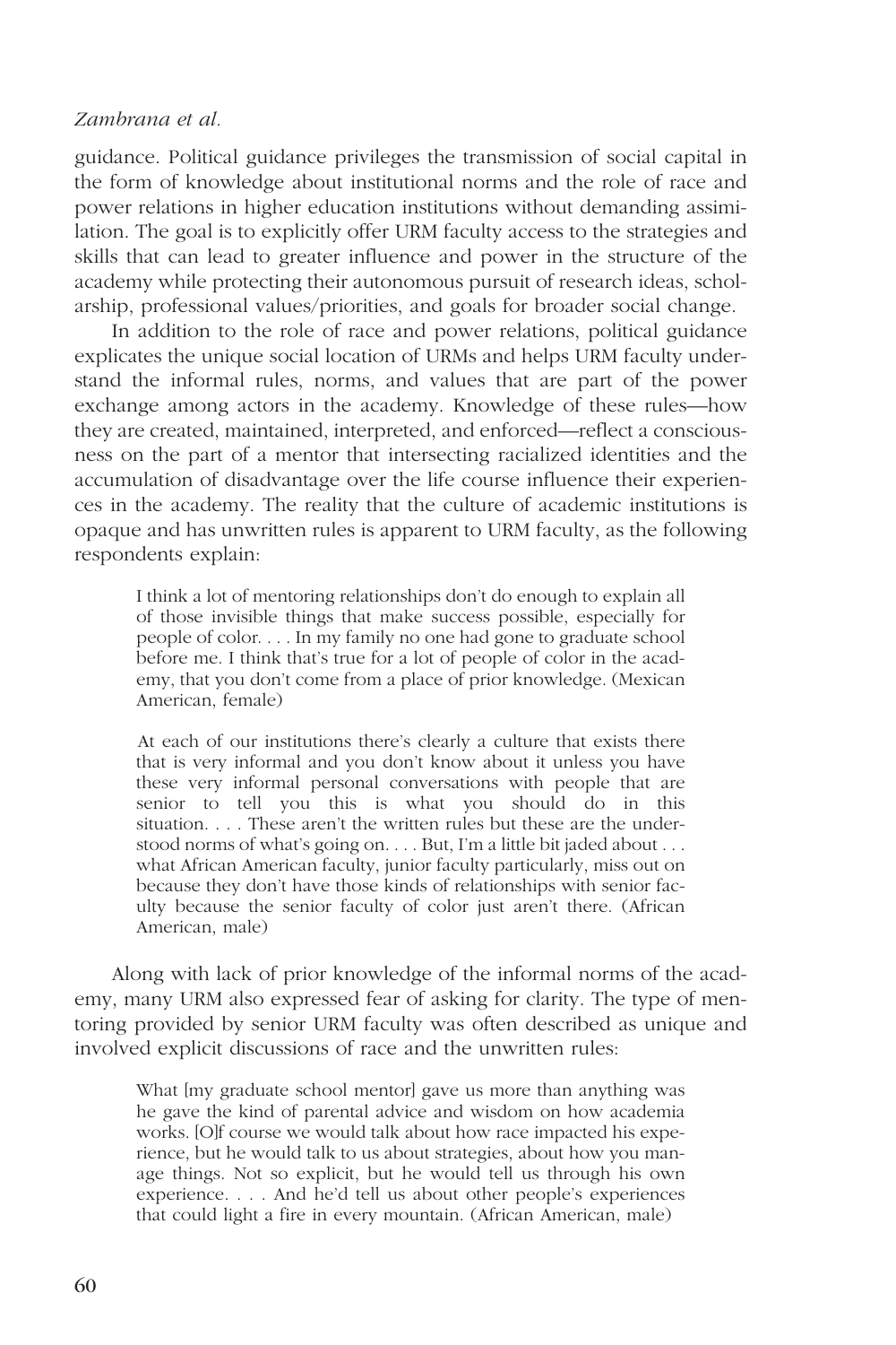guidance. Political guidance privileges the transmission of social capital in the form of knowledge about institutional norms and the role of race and power relations in higher education institutions without demanding assimilation. The goal is to explicitly offer URM faculty access to the strategies and skills that can lead to greater influence and power in the structure of the academy while protecting their autonomous pursuit of research ideas, scholarship, professional values/priorities, and goals for broader social change.

In addition to the role of race and power relations, political guidance explicates the unique social location of URMs and helps URM faculty understand the informal rules, norms, and values that are part of the power exchange among actors in the academy. Knowledge of these rules—how they are created, maintained, interpreted, and enforced—reflect a consciousness on the part of a mentor that intersecting racialized identities and the accumulation of disadvantage over the life course influence their experiences in the academy. The reality that the culture of academic institutions is opaque and has unwritten rules is apparent to URM faculty, as the following respondents explain:

> I think a lot of mentoring relationships don't do enough to explain all of those invisible things that make success possible, especially for people of color. . . . In my family no one had gone to graduate school before me. I think that's true for a lot of people of color in the academy, that you don't come from a place of prior knowledge. (Mexican American, female)

> At each of our institutions there's clearly a culture that exists there that is very informal and you don't know about it unless you have these very informal personal conversations with people that are senior to tell you this is what you should do in this situation. . . . These aren't the written rules but these are the understood norms of what's going on. . . . But, I'm a little bit jaded about . . . what African American faculty, junior faculty particularly, miss out on because they don't have those kinds of relationships with senior faculty because the senior faculty of color just aren't there. (African American, male)

Along with lack of prior knowledge of the informal norms of the academy, many URM also expressed fear of asking for clarity. The type of mentoring provided by senior URM faculty was often described as unique and involved explicit discussions of race and the unwritten rules:

> What [my graduate school mentor] gave us more than anything was he gave the kind of parental advice and wisdom on how academia works. [O]f course we would talk about how race impacted his experience, but he would talk to us about strategies, about how you manage things. Not so explicit, but he would tell us through his own experience. . . . And he'd tell us about other people's experiences that could light a fire in every mountain. (African American, male)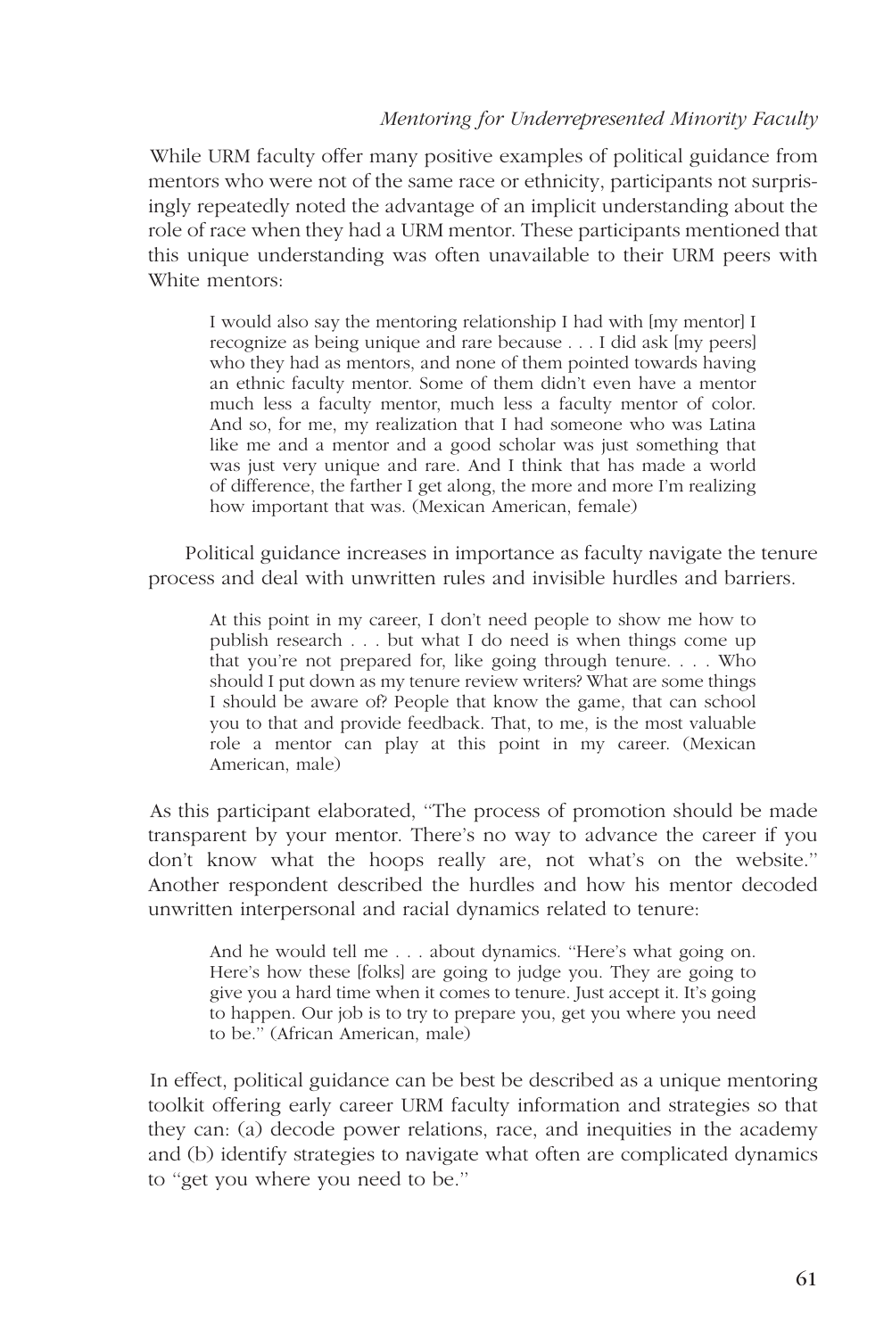While URM faculty offer many positive examples of political guidance from mentors who were not of the same race or ethnicity, participants not surprisingly repeatedly noted the advantage of an implicit understanding about the role of race when they had a URM mentor. These participants mentioned that this unique understanding was often unavailable to their URM peers with White mentors:

> I would also say the mentoring relationship I had with [my mentor] I recognize as being unique and rare because . . . I did ask [my peers] who they had as mentors, and none of them pointed towards having an ethnic faculty mentor. Some of them didn't even have a mentor much less a faculty mentor, much less a faculty mentor of color. And so, for me, my realization that I had someone who was Latina like me and a mentor and a good scholar was just something that was just very unique and rare. And I think that has made a world of difference, the farther I get along, the more and more I'm realizing how important that was. (Mexican American, female)

Political guidance increases in importance as faculty navigate the tenure process and deal with unwritten rules and invisible hurdles and barriers.

> At this point in my career, I don't need people to show me how to publish research . . . but what I do need is when things come up that you're not prepared for, like going through tenure. . . . Who should I put down as my tenure review writers? What are some things I should be aware of? People that know the game, that can school you to that and provide feedback. That, to me, is the most valuable role a mentor can play at this point in my career. (Mexican American, male)

As this participant elaborated, "The process of promotion should be made transparent by your mentor. There's no way to advance the career if you don't know what the hoops really are, not what's on the website." Another respondent described the hurdles and how his mentor decoded unwritten interpersonal and racial dynamics related to tenure:

> And he would tell me . . . about dynamics. "Here's what going on. Here's how these [folks] are going to judge you. They are going to give you a hard time when it comes to tenure. Just accept it. It's going to happen. Our job is to try to prepare you, get you where you need to be." (African American, male)

In effect, political guidance can be best be described as a unique mentoring toolkit offering early career URM faculty information and strategies so that they can: (a) decode power relations, race, and inequities in the academy and (b) identify strategies to navigate what often are complicated dynamics to "get you where you need to be."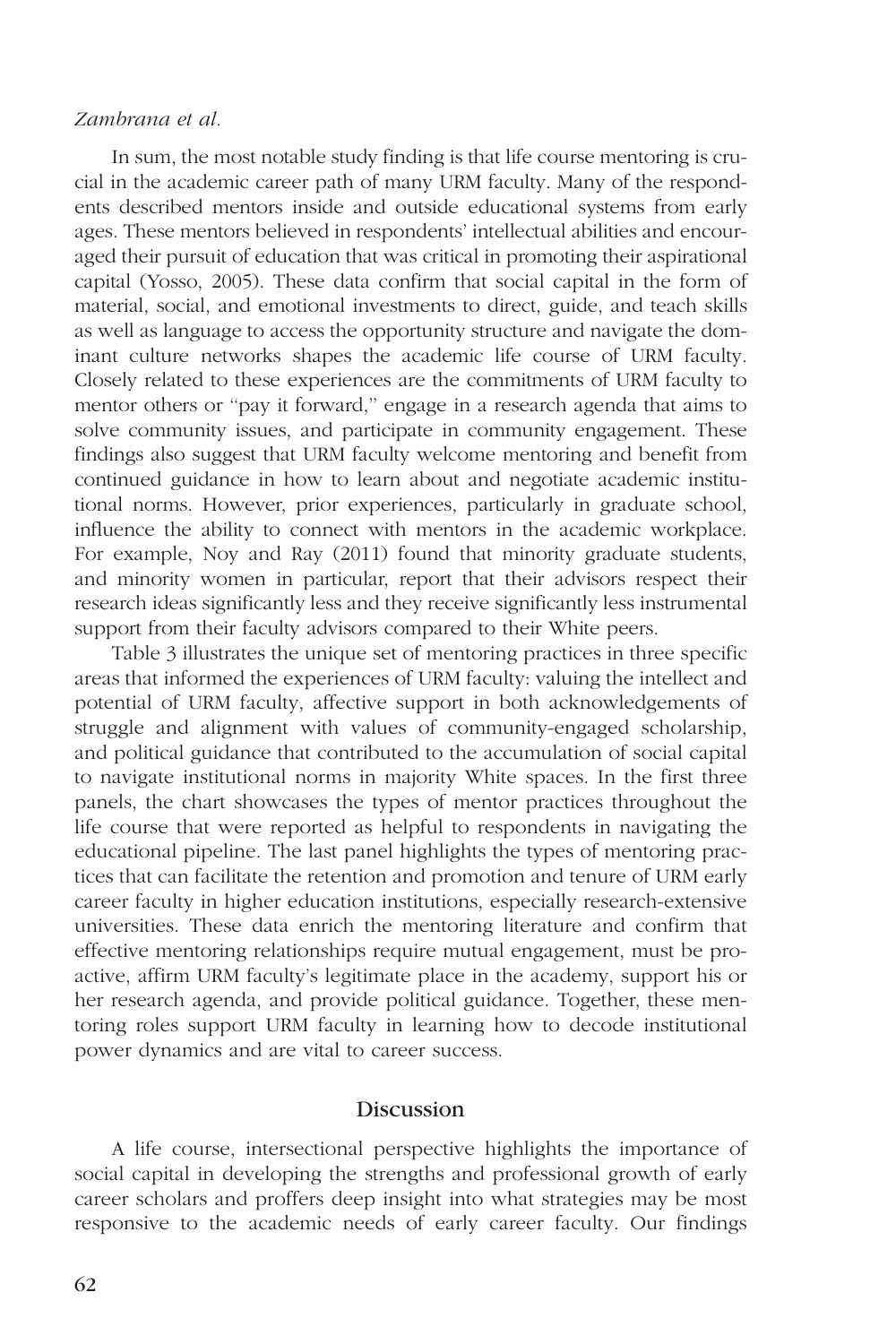In sum, the most notable study finding is that life course mentoring is crucial in the academic career path of many URM faculty. Many of the respondents described mentors inside and outside educational systems from early ages. These mentors believed in respondents' intellectual abilities and encouraged their pursuit of education that was critical in promoting their aspirational capital (Yosso, 2005). These data confirm that social capital in the form of material, social, and emotional investments to direct, guide, and teach skills as well as language to access the opportunity structure and navigate the dominant culture networks shapes the academic life course of URM faculty. Closely related to these experiences are the commitments of URM faculty to mentor others or "pay it forward," engage in a research agenda that aims to solve community issues, and participate in community engagement. These findings also suggest that URM faculty welcome mentoring and benefit from continued guidance in how to learn about and negotiate academic institutional norms. However, prior experiences, particularly in graduate school, influence the ability to connect with mentors in the academic workplace. For example, Noy and Ray (2011) found that minority graduate students, and minority women in particular, report that their advisors respect their research ideas significantly less and they receive significantly less instrumental support from their faculty advisors compared to their White peers.

Table 3 illustrates the unique set of mentoring practices in three specific areas that informed the experiences of URM faculty: valuing the intellect and potential of URM faculty, affective support in both acknowledgements of struggle and alignment with values of community-engaged scholarship, and political guidance that contributed to the accumulation of social capital to navigate institutional norms in majority White spaces. In the first three panels, the chart showcases the types of mentor practices throughout the life course that were reported as helpful to respondents in navigating the educational pipeline. The last panel highlights the types of mentoring practices that can facilitate the retention and promotion and tenure of URM early career faculty in higher education institutions, especially research-extensive universities. These data enrich the mentoring literature and confirm that effective mentoring relationships require mutual engagement, must be proactive, affirm URM faculty's legitimate place in the academy, support his or her research agenda, and provide political guidance. Together, these mentoring roles support URM faculty in learning how to decode institutional power dynamics and are vital to career success.

## Discussion

A life course, intersectional perspective highlights the importance of social capital in developing the strengths and professional growth of early career scholars and proffers deep insight into what strategies may be most responsive to the academic needs of early career faculty. Our findings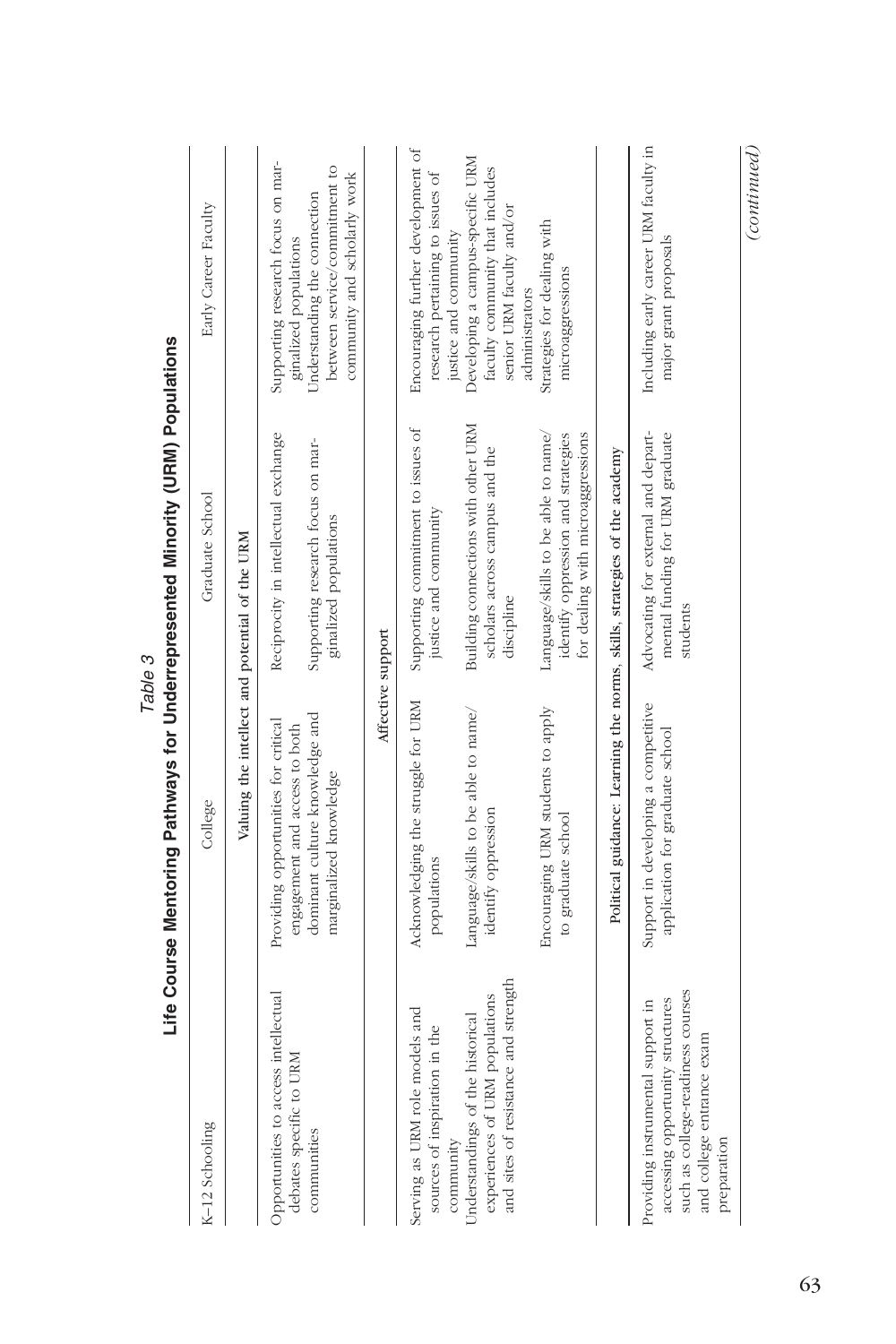*Table 3*

**Life Course Mentoring Pathways for Underrepresented Minority (URM) Populations**

| K–12 Schooling | College | Graduate School | Early Career Faculty |
|---|---|---|---|
| | **Valuing the intellect and potential of the URM** | | |
| Opportunities to access intellectual debates specific to URM communities | Providing opportunities for critical engagement and access to both dominant culture knowledge and marginalized knowledge | Reciprocity in intellectual exchange<br>Supporting research focus on marginalized populations | Supporting research focus on marginalized populations<br>Understanding the connection between service/commitment to community and scholarly work |
| | **Affective support** | | |
| Serving as URM role models and sources of inspiration in the community<br>Understandings of the historical experiences of URM populations and sites of resistance and strength | Acknowledging the struggle for URM populations<br>Language/skills to be able to name/identify oppression<br>Encouraging URM students to apply to graduate school | Supporting commitment to issues of justice and community<br>Building connections with other URM scholars across campus and the discipline<br>Language/skills to be able to name/identify oppression and strategies for dealing with microaggressions | Encouraging further development of research pertaining to issues of justice and community<br>Developing a campus-specific URM faculty community that includes senior URM faculty and/or administrators<br>Strategies for dealing with microaggressions |
| | **Political guidance: Learning the norms, skills, strategies of the academy** | | |
| Providing instrumental support in accessing opportunity structures such as college-readiness courses and college entrance exam preparation | Support in developing a competitive application for graduate school | Advocating for external and departmental funding for URM graduate students | Including early career URM faculty in major grant proposals |

*(continued)*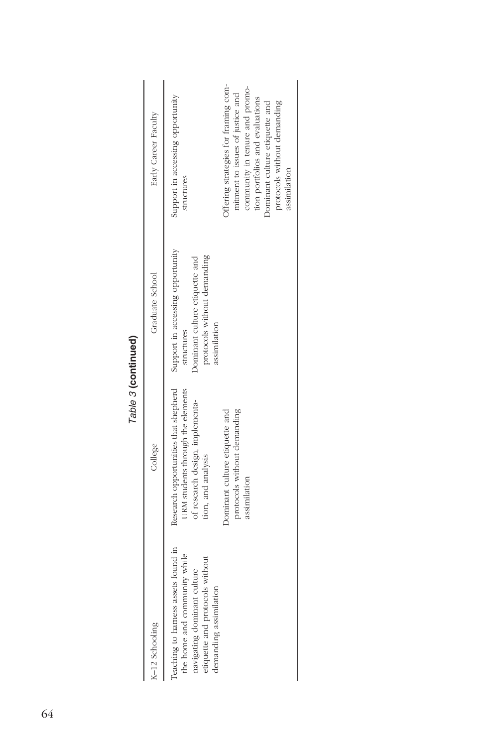*Table 3* **(continued)**

| K–12 Schooling | College | Graduate School | Early Career Faculty |
|---|---|---|---|
| Teaching to harness assets found in the home and community while navigating dominant culture etiquette and protocols without demanding assimilation | Research opportunities that shepherd URM students through the elements of research design, implementation, and analysis | Support in accessing opportunity structures | Support in accessing opportunity structures |
| | Dominant culture etiquette and protocols without demanding assimilation | Dominant culture etiquette and protocols without demanding assimilation | Offering strategies for framing commitment to issues of justice and community in tenure and promotion portfolios and evaluations |
| | | | Dominant culture etiquette and protocols without demanding assimilation |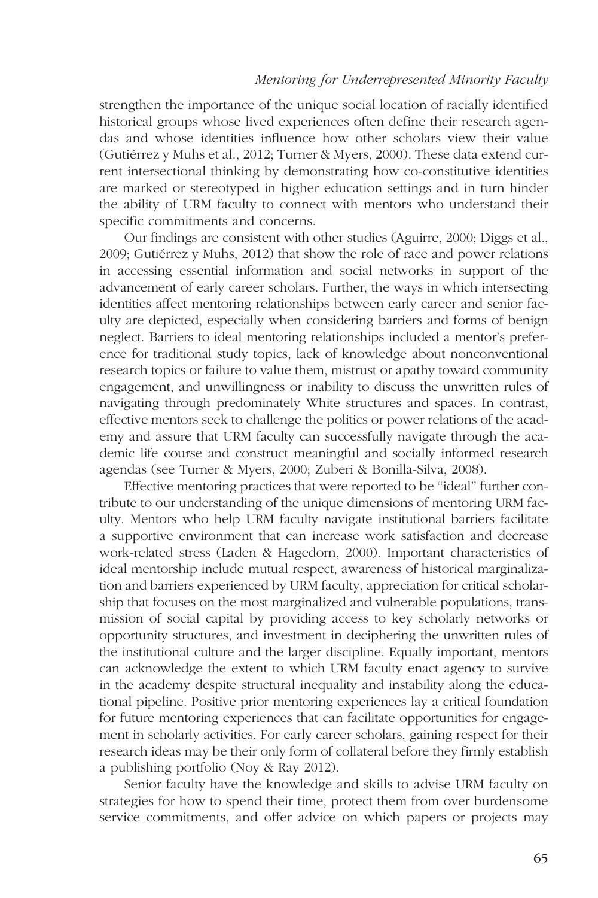strengthen the importance of the unique social location of racially identified historical groups whose lived experiences often define their research agendas and whose identities influence how other scholars view their value (Gutiérrez y Muhs et al., 2012; Turner & Myers, 2000). These data extend current intersectional thinking by demonstrating how co-constitutive identities are marked or stereotyped in higher education settings and in turn hinder the ability of URM faculty to connect with mentors who understand their specific commitments and concerns.

Our findings are consistent with other studies (Aguirre, 2000; Diggs et al., 2009; Gutiérrez y Muhs, 2012) that show the role of race and power relations in accessing essential information and social networks in support of the advancement of early career scholars. Further, the ways in which intersecting identities affect mentoring relationships between early career and senior faculty are depicted, especially when considering barriers and forms of benign neglect. Barriers to ideal mentoring relationships included a mentor's preference for traditional study topics, lack of knowledge about nonconventional research topics or failure to value them, mistrust or apathy toward community engagement, and unwillingness or inability to discuss the unwritten rules of navigating through predominately White structures and spaces. In contrast, effective mentors seek to challenge the politics or power relations of the academy and assure that URM faculty can successfully navigate through the academic life course and construct meaningful and socially informed research agendas (see Turner & Myers, 2000; Zuberi & Bonilla-Silva, 2008).

Effective mentoring practices that were reported to be "ideal" further contribute to our understanding of the unique dimensions of mentoring URM faculty. Mentors who help URM faculty navigate institutional barriers facilitate a supportive environment that can increase work satisfaction and decrease work-related stress (Laden & Hagedorn, 2000). Important characteristics of ideal mentorship include mutual respect, awareness of historical marginalization and barriers experienced by URM faculty, appreciation for critical scholarship that focuses on the most marginalized and vulnerable populations, transmission of social capital by providing access to key scholarly networks or opportunity structures, and investment in deciphering the unwritten rules of the institutional culture and the larger discipline. Equally important, mentors can acknowledge the extent to which URM faculty enact agency to survive in the academy despite structural inequality and instability along the educational pipeline. Positive prior mentoring experiences lay a critical foundation for future mentoring experiences that can facilitate opportunities for engagement in scholarly activities. For early career scholars, gaining respect for their research ideas may be their only form of collateral before they firmly establish a publishing portfolio (Noy & Ray 2012).

Senior faculty have the knowledge and skills to advise URM faculty on strategies for how to spend their time, protect them from over burdensome service commitments, and offer advice on which papers or projects may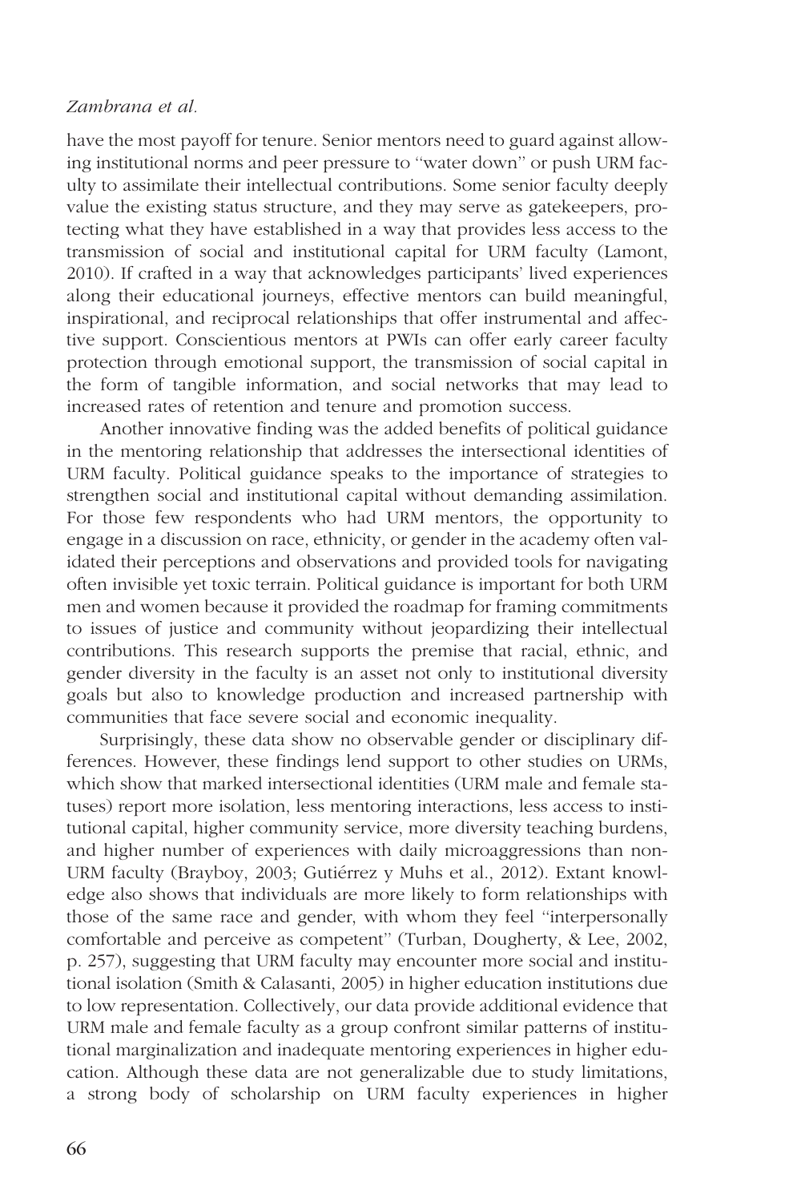have the most payoff for tenure. Senior mentors need to guard against allowing institutional norms and peer pressure to ''water down'' or push URM faculty to assimilate their intellectual contributions. Some senior faculty deeply value the existing status structure, and they may serve as gatekeepers, protecting what they have established in a way that provides less access to the transmission of social and institutional capital for URM faculty (Lamont, 2010). If crafted in a way that acknowledges participants' lived experiences along their educational journeys, effective mentors can build meaningful, inspirational, and reciprocal relationships that offer instrumental and affective support. Conscientious mentors at PWIs can offer early career faculty protection through emotional support, the transmission of social capital in the form of tangible information, and social networks that may lead to increased rates of retention and tenure and promotion success.

Another innovative finding was the added benefits of political guidance in the mentoring relationship that addresses the intersectional identities of URM faculty. Political guidance speaks to the importance of strategies to strengthen social and institutional capital without demanding assimilation. For those few respondents who had URM mentors, the opportunity to engage in a discussion on race, ethnicity, or gender in the academy often validated their perceptions and observations and provided tools for navigating often invisible yet toxic terrain. Political guidance is important for both URM men and women because it provided the roadmap for framing commitments to issues of justice and community without jeopardizing their intellectual contributions. This research supports the premise that racial, ethnic, and gender diversity in the faculty is an asset not only to institutional diversity goals but also to knowledge production and increased partnership with communities that face severe social and economic inequality.

Surprisingly, these data show no observable gender or disciplinary differences. However, these findings lend support to other studies on URMs, which show that marked intersectional identities (URM male and female statuses) report more isolation, less mentoring interactions, less access to institutional capital, higher community service, more diversity teaching burdens, and higher number of experiences with daily microaggressions than non-URM faculty (Brayboy, 2003; Gutiérrez y Muhs et al., 2012). Extant knowledge also shows that individuals are more likely to form relationships with those of the same race and gender, with whom they feel ''interpersonally comfortable and perceive as competent'' (Turban, Dougherty, & Lee, 2002, p. 257), suggesting that URM faculty may encounter more social and institutional isolation (Smith & Calasanti, 2005) in higher education institutions due to low representation. Collectively, our data provide additional evidence that URM male and female faculty as a group confront similar patterns of institutional marginalization and inadequate mentoring experiences in higher education. Although these data are not generalizable due to study limitations, a strong body of scholarship on URM faculty experiences in higher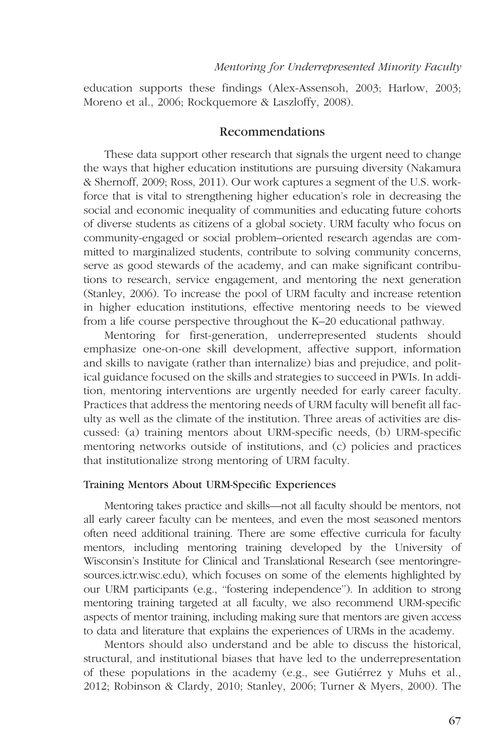education supports these findings (Alex-Assensoh, 2003; Harlow, 2003; Moreno et al., 2006; Rockquemore & Laszloffy, 2008).

## Recommendations

These data support other research that signals the urgent need to change the ways that higher education institutions are pursuing diversity (Nakamura & Shernoff, 2009; Ross, 2011). Our work captures a segment of the U.S. workforce that is vital to strengthening higher education's role in decreasing the social and economic inequality of communities and educating future cohorts of diverse students as citizens of a global society. URM faculty who focus on community-engaged or social problem–oriented research agendas are committed to marginalized students, contribute to solving community concerns, serve as good stewards of the academy, and can make significant contributions to research, service engagement, and mentoring the next generation (Stanley, 2006). To increase the pool of URM faculty and increase retention in higher education institutions, effective mentoring needs to be viewed from a life course perspective throughout the K–20 educational pathway.

Mentoring for first-generation, underrepresented students should emphasize one-on-one skill development, affective support, information and skills to navigate (rather than internalize) bias and prejudice, and political guidance focused on the skills and strategies to succeed in PWIs. In addition, mentoring interventions are urgently needed for early career faculty. Practices that address the mentoring needs of URM faculty will benefit all faculty as well as the climate of the institution. Three areas of activities are discussed: (a) training mentors about URM-specific needs, (b) URM-specific mentoring networks outside of institutions, and (c) policies and practices that institutionalize strong mentoring of URM faculty.

### Training Mentors About URM-Specific Experiences

Mentoring takes practice and skills—not all faculty should be mentors, not all early career faculty can be mentees, and even the most seasoned mentors often need additional training. There are some effective curricula for faculty mentors, including mentoring training developed by the University of Wisconsin's Institute for Clinical and Translational Research (see mentoringresources.ictr.wisc.edu), which focuses on some of the elements highlighted by our URM participants (e.g., "fostering independence"). In addition to strong mentoring training targeted at all faculty, we also recommend URM-specific aspects of mentor training, including making sure that mentors are given access to data and literature that explains the experiences of URMs in the academy.

Mentors should also understand and be able to discuss the historical, structural, and institutional biases that have led to the underrepresentation of these populations in the academy (e.g., see Gutiérrez y Muhs et al., 2012; Robinson & Clardy, 2010; Stanley, 2006; Turner & Myers, 2000). The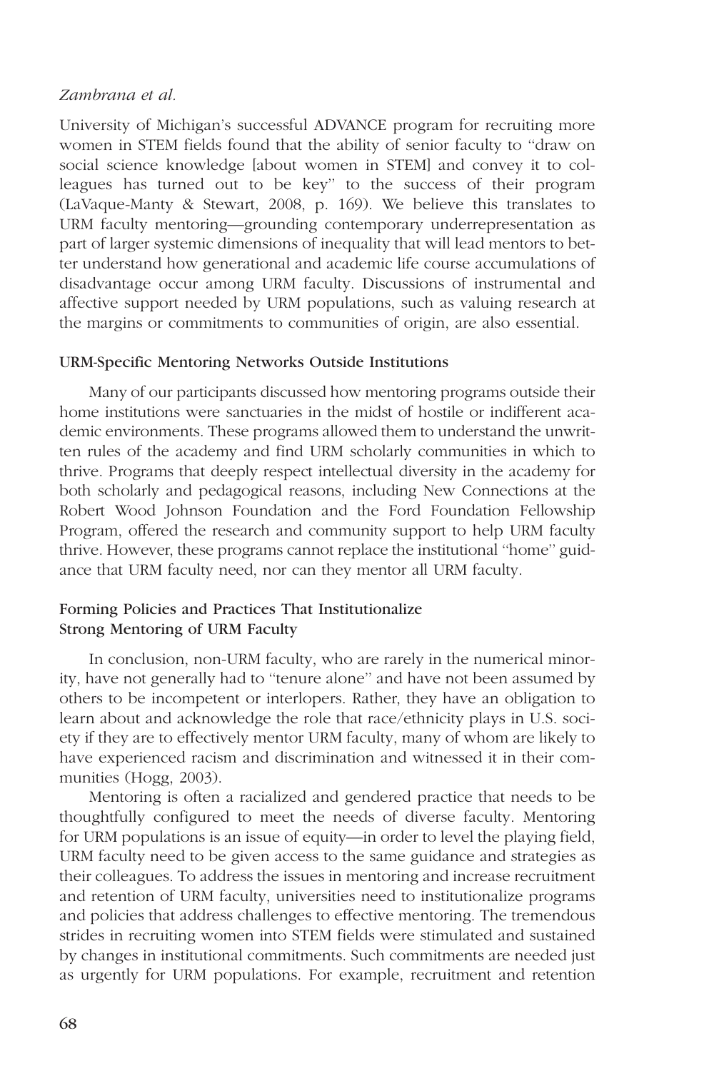University of Michigan's successful ADVANCE program for recruiting more women in STEM fields found that the ability of senior faculty to "draw on social science knowledge [about women in STEM] and convey it to colleagues has turned out to be key" to the success of their program (LaVaque-Manty & Stewart, 2008, p. 169). We believe this translates to URM faculty mentoring—grounding contemporary underrepresentation as part of larger systemic dimensions of inequality that will lead mentors to better understand how generational and academic life course accumulations of disadvantage occur among URM faculty. Discussions of instrumental and affective support needed by URM populations, such as valuing research at the margins or commitments to communities of origin, are also essential.

### URM-Specific Mentoring Networks Outside Institutions

Many of our participants discussed how mentoring programs outside their home institutions were sanctuaries in the midst of hostile or indifferent academic environments. These programs allowed them to understand the unwritten rules of the academy and find URM scholarly communities in which to thrive. Programs that deeply respect intellectual diversity in the academy for both scholarly and pedagogical reasons, including New Connections at the Robert Wood Johnson Foundation and the Ford Foundation Fellowship Program, offered the research and community support to help URM faculty thrive. However, these programs cannot replace the institutional "home" guidance that URM faculty need, nor can they mentor all URM faculty.

### Forming Policies and Practices That Institutionalize Strong Mentoring of URM Faculty

In conclusion, non-URM faculty, who are rarely in the numerical minority, have not generally had to "tenure alone" and have not been assumed by others to be incompetent or interlopers. Rather, they have an obligation to learn about and acknowledge the role that race/ethnicity plays in U.S. society if they are to effectively mentor URM faculty, many of whom are likely to have experienced racism and discrimination and witnessed it in their communities (Hogg, 2003).

Mentoring is often a racialized and gendered practice that needs to be thoughtfully configured to meet the needs of diverse faculty. Mentoring for URM populations is an issue of equity—in order to level the playing field, URM faculty need to be given access to the same guidance and strategies as their colleagues. To address the issues in mentoring and increase recruitment and retention of URM faculty, universities need to institutionalize programs and policies that address challenges to effective mentoring. The tremendous strides in recruiting women into STEM fields were stimulated and sustained by changes in institutional commitments. Such commitments are needed just as urgently for URM populations. For example, recruitment and retention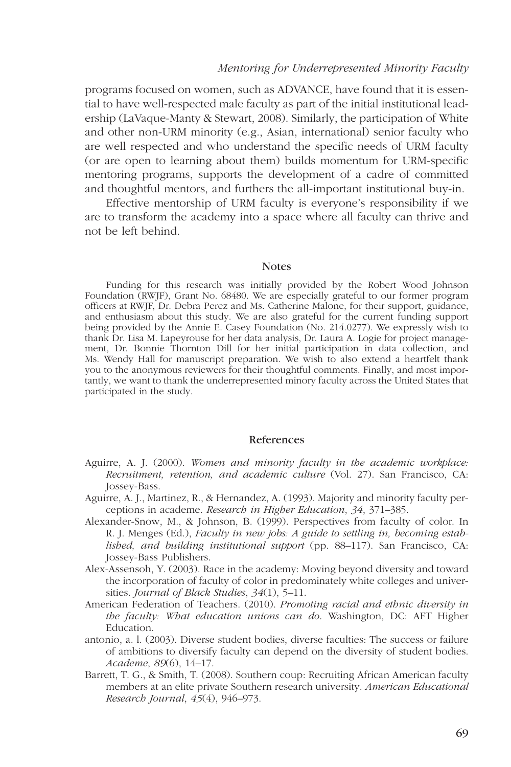programs focused on women, such as ADVANCE, have found that it is essential to have well-respected male faculty as part of the initial institutional leadership (LaVaque-Manty & Stewart, 2008). Similarly, the participation of White and other non-URM minority (e.g., Asian, international) senior faculty who are well respected and who understand the specific needs of URM faculty (or are open to learning about them) builds momentum for URM-specific mentoring programs, supports the development of a cadre of committed and thoughtful mentors, and furthers the all-important institutional buy-in.

Effective mentorship of URM faculty is everyone's responsibility if we are to transform the academy into a space where all faculty can thrive and not be left behind.

## Notes

Funding for this research was initially provided by the Robert Wood Johnson Foundation (RWJF), Grant No. 68480. We are especially grateful to our former program officers at RWJF, Dr. Debra Perez and Ms. Catherine Malone, for their support, guidance, and enthusiasm about this study. We are also grateful for the current funding support being provided by the Annie E. Casey Foundation (No. 214.0277). We expressly wish to thank Dr. Lisa M. Lapeyrouse for her data analysis, Dr. Laura A. Logie for project management, Dr. Bonnie Thornton Dill for her initial participation in data collection, and Ms. Wendy Hall for manuscript preparation. We wish to also extend a heartfelt thank you to the anonymous reviewers for their thoughtful comments. Finally, and most importantly, we want to thank the underrepresented minory faculty across the United States that participated in the study.

## References

Aguirre, A. J. (2000). *Women and minority faculty in the academic workplace: Recruitment, retention, and academic culture* (Vol. 27). San Francisco, CA: Jossey-Bass.

Aguirre, A. J., Martinez, R., & Hernandez, A. (1993). Majority and minority faculty perceptions in academe. *Research in Higher Education*, *34*, 371–385.

Alexander-Snow, M., & Johnson, B. (1999). Perspectives from faculty of color. In R. J. Menges (Ed.), *Faculty in new jobs: A guide to settling in, becoming established, and building institutional support* (pp. 88–117). San Francisco, CA: Jossey-Bass Publishers.

Alex-Assensoh, Y. (2003). Race in the academy: Moving beyond diversity and toward the incorporation of faculty of color in predominately white colleges and universities. *Journal of Black Studies*, *34*(1), 5–11.

American Federation of Teachers. (2010). *Promoting racial and ethnic diversity in the faculty: What education unions can do*. Washington, DC: AFT Higher Education.

antonio, a. l. (2003). Diverse student bodies, diverse faculties: The success or failure of ambitions to diversify faculty can depend on the diversity of student bodies. *Academe*, *89*(6), 14–17.

Barrett, T. G., & Smith, T. (2008). Southern coup: Recruiting African American faculty members at an elite private Southern research university. *American Educational Research Journal*, *45*(4), 946–973.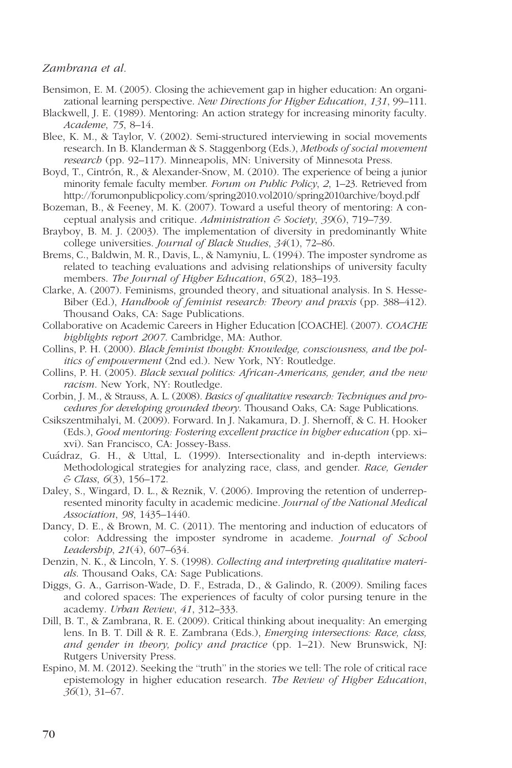Bensimon, E. M. (2005). Closing the achievement gap in higher education: An organizational learning perspective. *New Directions for Higher Education*, *131*, 99–111.

Blackwell, J. E. (1989). Mentoring: An action strategy for increasing minority faculty. *Academe*, *75*, 8–14.

Blee, K. M., & Taylor, V. (2002). Semi-structured interviewing in social movements research. In B. Klanderman & S. Staggenborg (Eds.), *Methods of social movement research* (pp. 92–117). Minneapolis, MN: University of Minnesota Press.

Boyd, T., Cintrón, R., & Alexander-Snow, M. (2010). The experience of being a junior minority female faculty member. *Forum on Public Policy*, *2*, 1–23. Retrieved from http://forumonpublicpolicy.com/spring2010.vol2010/spring2010archive/boyd.pdf

Bozeman, B., & Feeney, M. K. (2007). Toward a useful theory of mentoring: A conceptual analysis and critique. *Administration & Society*, *39*(6), 719–739.

Brayboy, B. M. J. (2003). The implementation of diversity in predominantly White college universities. *Journal of Black Studies*, *34*(1), 72–86.

Brems, C., Baldwin, M. R., Davis, L., & Namyniu, L. (1994). The imposter syndrome as related to teaching evaluations and advising relationships of university faculty members. *The Journal of Higher Education*, *65*(2), 183–193.

Clarke, A. (2007). Feminisms, grounded theory, and situational analysis. In S. Hesse-Biber (Ed.), *Handbook of feminist research: Theory and praxis* (pp. 388–412). Thousand Oaks, CA: Sage Publications.

Collaborative on Academic Careers in Higher Education [COACHE]. (2007). *COACHE highlights report 2007*. Cambridge, MA: Author.

Collins, P. H. (2000). *Black feminist thought: Knowledge, consciousness, and the politics of empowerment* (2nd ed.). New York, NY: Routledge.

Collins, P. H. (2005). *Black sexual politics: African-Americans, gender, and the new racism*. New York, NY: Routledge.

Corbin, J. M., & Strauss, A. L. (2008). *Basics of qualitative research: Techniques and procedures for developing grounded theory*. Thousand Oaks, CA: Sage Publications.

Csikszentmihalyi, M. (2009). Forward. In J. Nakamura, D. J. Shernoff, & C. H. Hooker (Eds.), *Good mentoring: Fostering excellent practice in higher education* (pp. xi–xvi). San Francisco, CA: Jossey-Bass.

Cuádraz, G. H., & Uttal, L. (1999). Intersectionality and in-depth interviews: Methodological strategies for analyzing race, class, and gender. *Race, Gender & Class*, *6*(3), 156–172.

Daley, S., Wingard, D. L., & Reznik, V. (2006). Improving the retention of underrepresented minority faculty in academic medicine. *Journal of the National Medical Association*, *98*, 1435–1440.

Dancy, D. E., & Brown, M. C. (2011). The mentoring and induction of educators of color: Addressing the imposter syndrome in academe. *Journal of School Leadership*, *21*(4), 607–634.

Denzin, N. K., & Lincoln, Y. S. (1998). *Collecting and interpreting qualitative materials*. Thousand Oaks, CA: Sage Publications.

Diggs, G. A., Garrison-Wade, D. F., Estrada, D., & Galindo, R. (2009). Smiling faces and colored spaces: The experiences of faculty of color pursing tenure in the academy. *Urban Review*, *41*, 312–333.

Dill, B. T., & Zambrana, R. E. (2009). Critical thinking about inequality: An emerging lens. In B. T. Dill & R. E. Zambrana (Eds.), *Emerging intersections: Race, class, and gender in theory, policy and practice* (pp. 1–21). New Brunswick, NJ: Rutgers University Press.

Espino, M. M. (2012). Seeking the "truth" in the stories we tell: The role of critical race epistemology in higher education research. *The Review of Higher Education*, *36*(1), 31–67.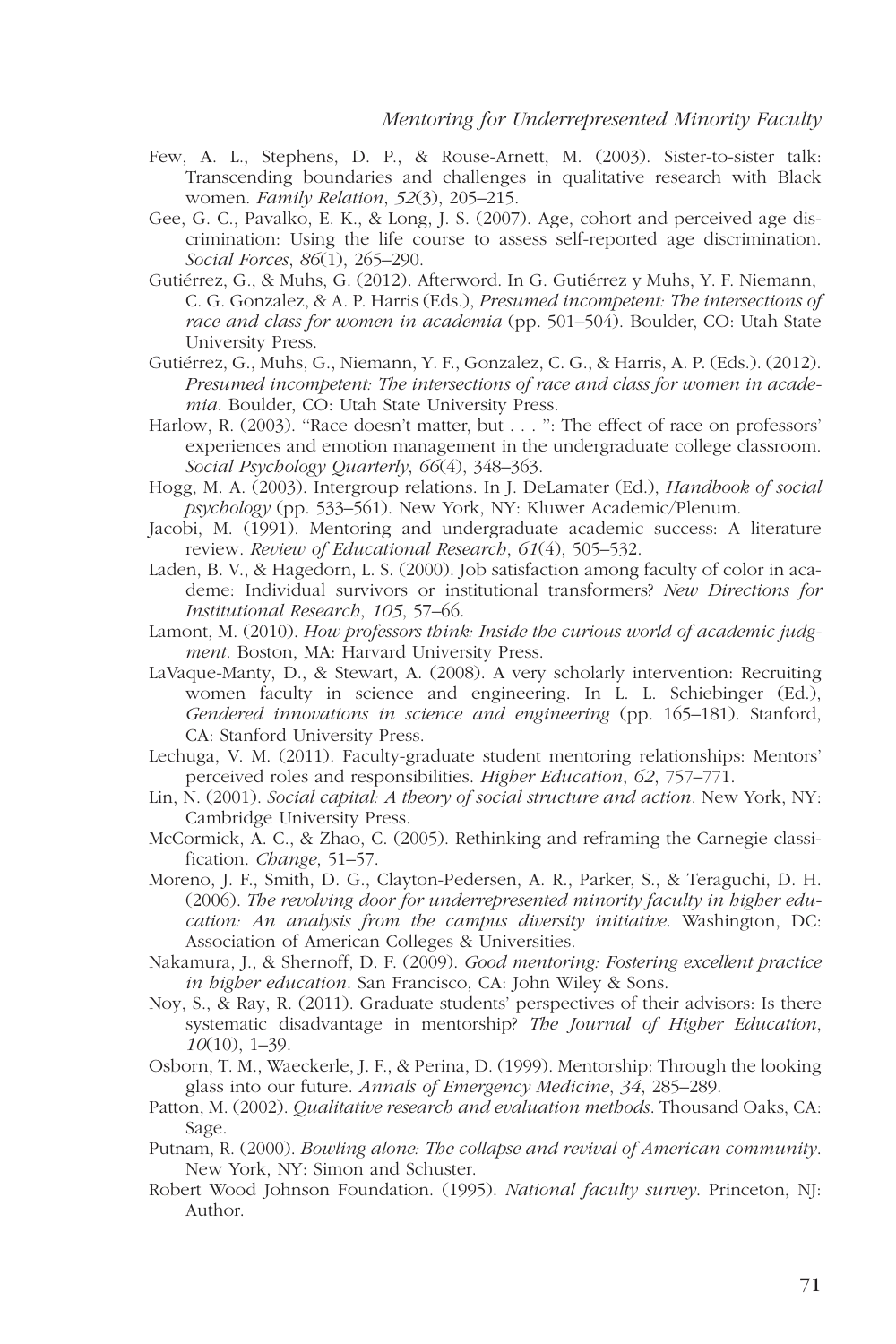Few, A. L., Stephens, D. P., & Rouse-Arnett, M. (2003). Sister-to-sister talk: Transcending boundaries and challenges in qualitative research with Black women. *Family Relation*, *52*(3), 205–215.

Gee, G. C., Pavalko, E. K., & Long, J. S. (2007). Age, cohort and perceived age discrimination: Using the life course to assess self-reported age discrimination. *Social Forces*, *86*(1), 265–290.

Gutiérrez, G., & Muhs, G. (2012). Afterword. In G. Gutiérrez y Muhs, Y. F. Niemann, C. G. Gonzalez, & A. P. Harris (Eds.), *Presumed incompetent: The intersections of race and class for women in academia* (pp. 501–504). Boulder, CO: Utah State University Press.

Gutiérrez, G., Muhs, G., Niemann, Y. F., Gonzalez, C. G., & Harris, A. P. (Eds.). (2012). *Presumed incompetent: The intersections of race and class for women in academia*. Boulder, CO: Utah State University Press.

Harlow, R. (2003). "Race doesn't matter, but . . . ": The effect of race on professors' experiences and emotion management in the undergraduate college classroom. *Social Psychology Quarterly*, *66*(4), 348–363.

Hogg, M. A. (2003). Intergroup relations. In J. DeLamater (Ed.), *Handbook of social psychology* (pp. 533–561). New York, NY: Kluwer Academic/Plenum.

Jacobi, M. (1991). Mentoring and undergraduate academic success: A literature review. *Review of Educational Research*, *61*(4), 505–532.

Laden, B. V., & Hagedorn, L. S. (2000). Job satisfaction among faculty of color in academe: Individual survivors or institutional transformers? *New Directions for Institutional Research*, *105*, 57–66.

Lamont, M. (2010). *How professors think: Inside the curious world of academic judgment*. Boston, MA: Harvard University Press.

LaVaque-Manty, D., & Stewart, A. (2008). A very scholarly intervention: Recruiting women faculty in science and engineering. In L. L. Schiebinger (Ed.), *Gendered innovations in science and engineering* (pp. 165–181). Stanford, CA: Stanford University Press.

Lechuga, V. M. (2011). Faculty-graduate student mentoring relationships: Mentors' perceived roles and responsibilities. *Higher Education*, *62*, 757–771.

Lin, N. (2001). *Social capital: A theory of social structure and action*. New York, NY: Cambridge University Press.

McCormick, A. C., & Zhao, C. (2005). Rethinking and reframing the Carnegie classification. *Change*, 51–57.

Moreno, J. F., Smith, D. G., Clayton-Pedersen, A. R., Parker, S., & Teraguchi, D. H. (2006). *The revolving door for underrepresented minority faculty in higher education: An analysis from the campus diversity initiative*. Washington, DC: Association of American Colleges & Universities.

Nakamura, J., & Shernoff, D. F. (2009). *Good mentoring: Fostering excellent practice in higher education*. San Francisco, CA: John Wiley & Sons.

Noy, S., & Ray, R. (2011). Graduate students' perspectives of their advisors: Is there systematic disadvantage in mentorship? *The Journal of Higher Education*, *10*(10), 1–39.

Osborn, T. M., Waeckerle, J. F., & Perina, D. (1999). Mentorship: Through the looking glass into our future. *Annals of Emergency Medicine*, *34*, 285–289.

Patton, M. (2002). *Qualitative research and evaluation methods*. Thousand Oaks, CA: Sage.

Putnam, R. (2000). *Bowling alone: The collapse and revival of American community*. New York, NY: Simon and Schuster.

Robert Wood Johnson Foundation. (1995). *National faculty survey*. Princeton, NJ: Author.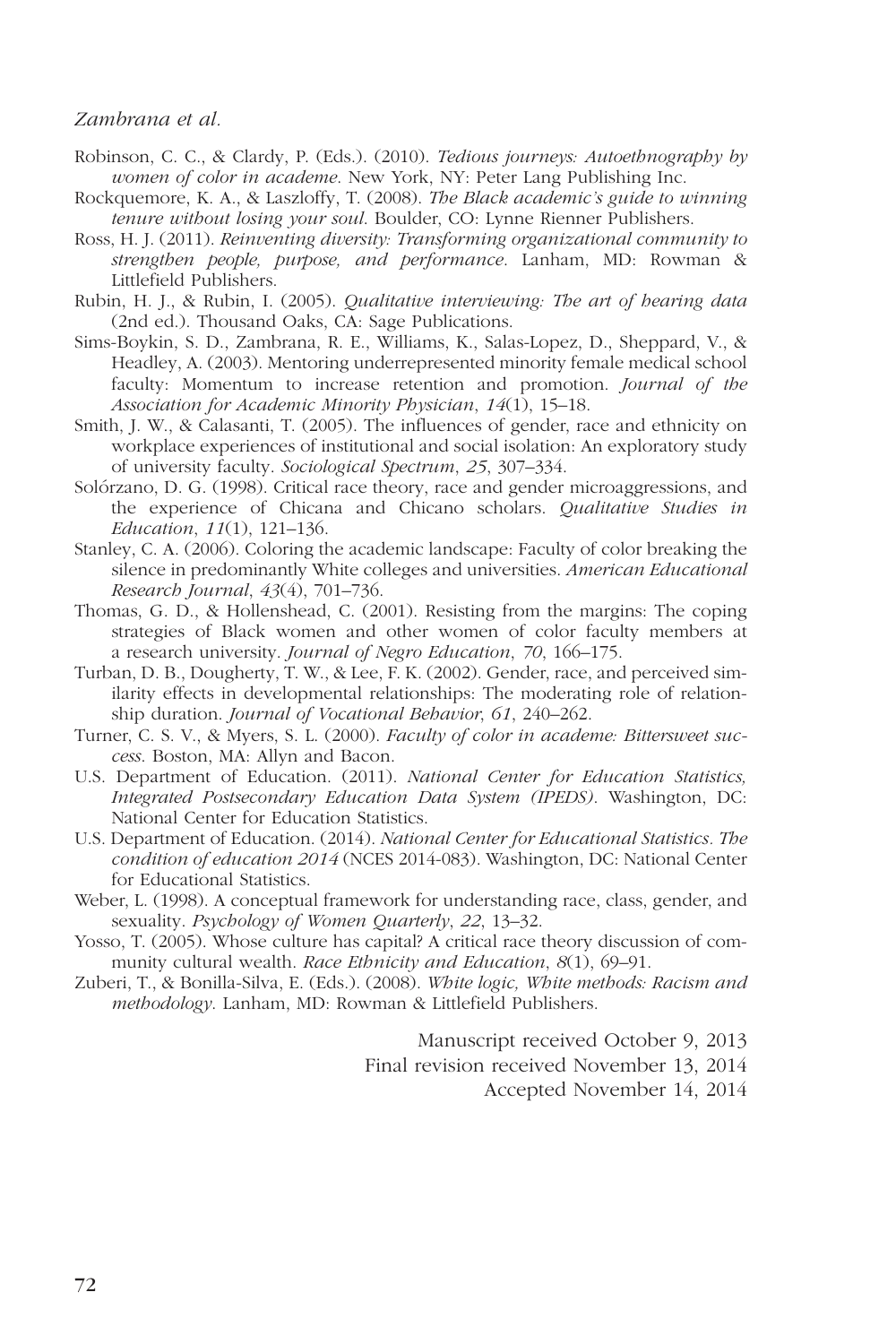Robinson, C. C., & Clardy, P. (Eds.). (2010). *Tedious journeys: Autoethnography by women of color in academe*. New York, NY: Peter Lang Publishing Inc.

Rockquemore, K. A., & Laszloffy, T. (2008). *The Black academic's guide to winning tenure without losing your soul*. Boulder, CO: Lynne Rienner Publishers.

Ross, H. J. (2011). *Reinventing diversity: Transforming organizational community to strengthen people, purpose, and performance*. Lanham, MD: Rowman & Littlefield Publishers.

Rubin, H. J., & Rubin, I. (2005). *Qualitative interviewing: The art of hearing data* (2nd ed.). Thousand Oaks, CA: Sage Publications.

Sims-Boykin, S. D., Zambrana, R. E., Williams, K., Salas-Lopez, D., Sheppard, V., & Headley, A. (2003). Mentoring underrepresented minority female medical school faculty: Momentum to increase retention and promotion. *Journal of the Association for Academic Minority Physician*, *14*(1), 15–18.

Smith, J. W., & Calasanti, T. (2005). The influences of gender, race and ethnicity on workplace experiences of institutional and social isolation: An exploratory study of university faculty. *Sociological Spectrum*, *25*, 307–334.

Solórzano, D. G. (1998). Critical race theory, race and gender microaggressions, and the experience of Chicana and Chicano scholars. *Qualitative Studies in Education*, *11*(1), 121–136.

Stanley, C. A. (2006). Coloring the academic landscape: Faculty of color breaking the silence in predominantly White colleges and universities. *American Educational Research Journal*, *43*(4), 701–736.

Thomas, G. D., & Hollenshead, C. (2001). Resisting from the margins: The coping strategies of Black women and other women of color faculty members at a research university. *Journal of Negro Education*, *70*, 166–175.

Turban, D. B., Dougherty, T. W., & Lee, F. K. (2002). Gender, race, and perceived similarity effects in developmental relationships: The moderating role of relationship duration. *Journal of Vocational Behavior*, *61*, 240–262.

Turner, C. S. V., & Myers, S. L. (2000). *Faculty of color in academe: Bittersweet success*. Boston, MA: Allyn and Bacon.

U.S. Department of Education. (2011). *National Center for Education Statistics, Integrated Postsecondary Education Data System (IPEDS)*. Washington, DC: National Center for Education Statistics.

U.S. Department of Education. (2014). *National Center for Educational Statistics. The condition of education 2014* (NCES 2014-083). Washington, DC: National Center for Educational Statistics.

Weber, L. (1998). A conceptual framework for understanding race, class, gender, and sexuality. *Psychology of Women Quarterly*, *22*, 13–32.

Yosso, T. (2005). Whose culture has capital? A critical race theory discussion of community cultural wealth. *Race Ethnicity and Education*, *8*(1), 69–91.

Zuberi, T., & Bonilla-Silva, E. (Eds.). (2008). *White logic, White methods: Racism and methodology*. Lanham, MD: Rowman & Littlefield Publishers.

Manuscript received October 9, 2013
Final revision received November 13, 2014
Accepted November 14, 2014